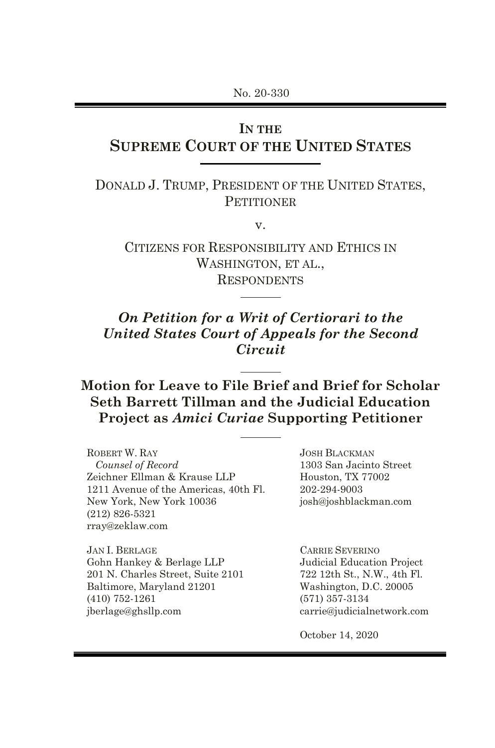No. 20-330

# IN THE SUPREME COURT OF THE UNITED STATES

DONALD J. TRUMP, PRESIDENT OF THE UNITED STATES, PETITIONER

v.

CITIZENS FOR RESPONSIBILITY AND ETHICS IN WASHINGTON, ET AL., RESPONDENTS

***On Petition for a Writ of Certiorari to the United States Court of Appeals for the Second Circuit***

## Motion for Leave to File Brief and Brief for Scholar Seth Barrett Tillman and the Judicial Education Project as *Amici Curiae* Supporting Petitioner

ROBERT W. RAY
*Counsel of Record*
Zeichner Ellman & Krause LLP
1211 Avenue of the Americas, 40th Fl.
New York, New York 10036
(212) 826-5321
rray@zeklaw.com

JOSH BLACKMAN
1303 San Jacinto Street
Houston, TX 77002
202-294-9003
josh@joshblackman.com

JAN I. BERLAGE
Gohn Hankey & Berlage LLP
201 N. Charles Street, Suite 2101
Baltimore, Maryland 21201
(410) 752-1261
jberlage@ghsllp.com

CARRIE SEVERINO
Judicial Education Project
722 12th St., N.W., 4th Fl.
Washington, D.C. 20005
(571) 357-3134
carrie@judicialnetwork.com

October 14, 2020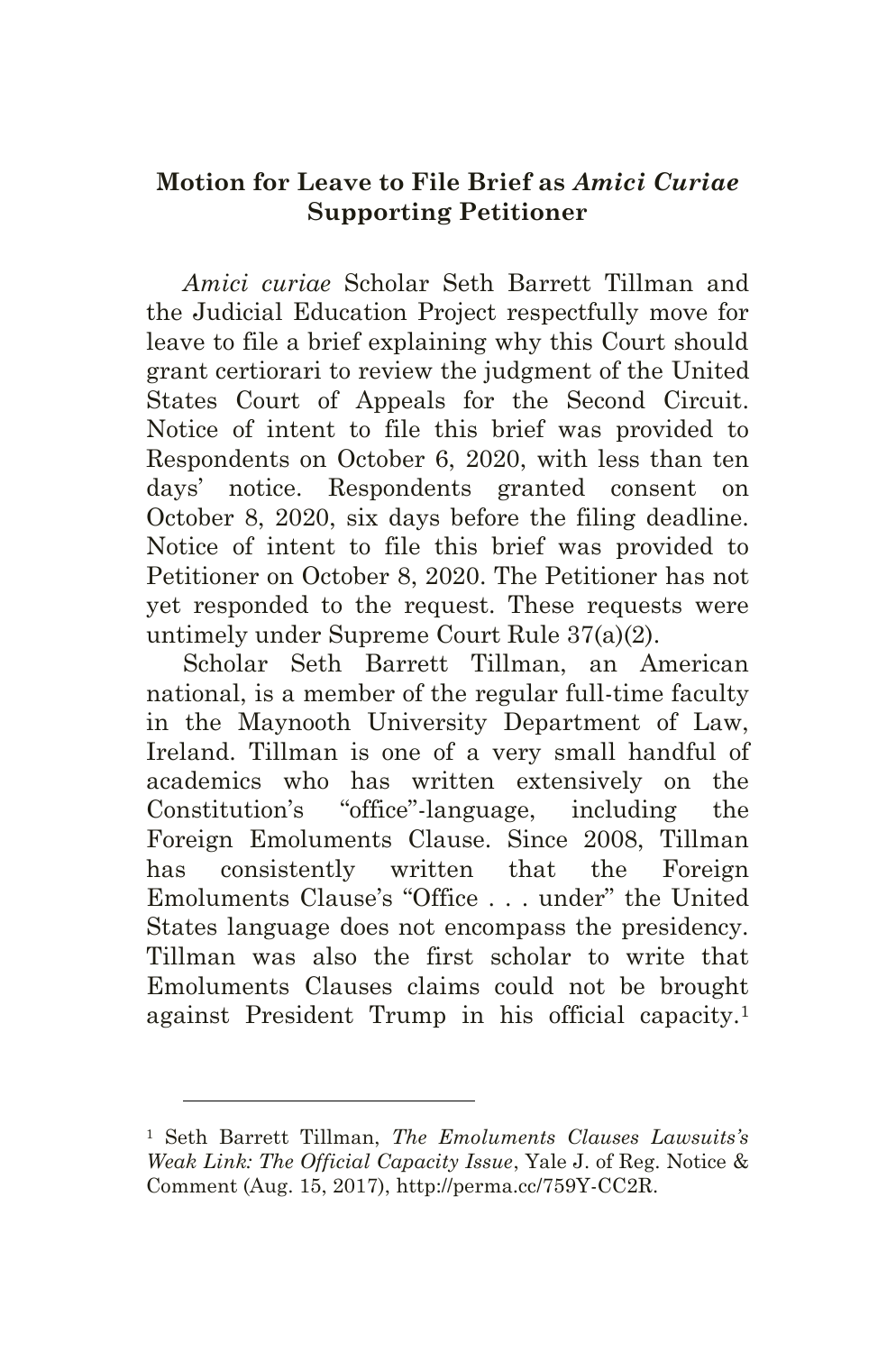## **Motion for Leave to File Brief as *Amici Curiae* Supporting Petitioner**

*Amici curiae* Scholar Seth Barrett Tillman and the Judicial Education Project respectfully move for leave to file a brief explaining why this Court should grant certiorari to review the judgment of the United States Court of Appeals for the Second Circuit. Notice of intent to file this brief was provided to Respondents on October 6, 2020, with less than ten days' notice. Respondents granted consent on October 8, 2020, six days before the filing deadline. Notice of intent to file this brief was provided to Petitioner on October 8, 2020. The Petitioner has not yet responded to the request. These requests were untimely under Supreme Court Rule 37(a)(2).

Scholar Seth Barrett Tillman, an American national, is a member of the regular full-time faculty in the Maynooth University Department of Law, Ireland. Tillman is one of a very small handful of academics who has written extensively on the Constitution's "office"-language, including the Foreign Emoluments Clause. Since 2008, Tillman has consistently written that the Foreign Emoluments Clause's "Office . . . under" the United States language does not encompass the presidency. Tillman was also the first scholar to write that Emoluments Clauses claims could not be brought against President Trump in his official capacity.[1]

---

[1] Seth Barrett Tillman, *The Emoluments Clauses Lawsuits's Weak Link: The Official Capacity Issue*, Yale J. of Reg. Notice & Comment (Aug. 15, 2017), http://perma.cc/759Y-CC2R.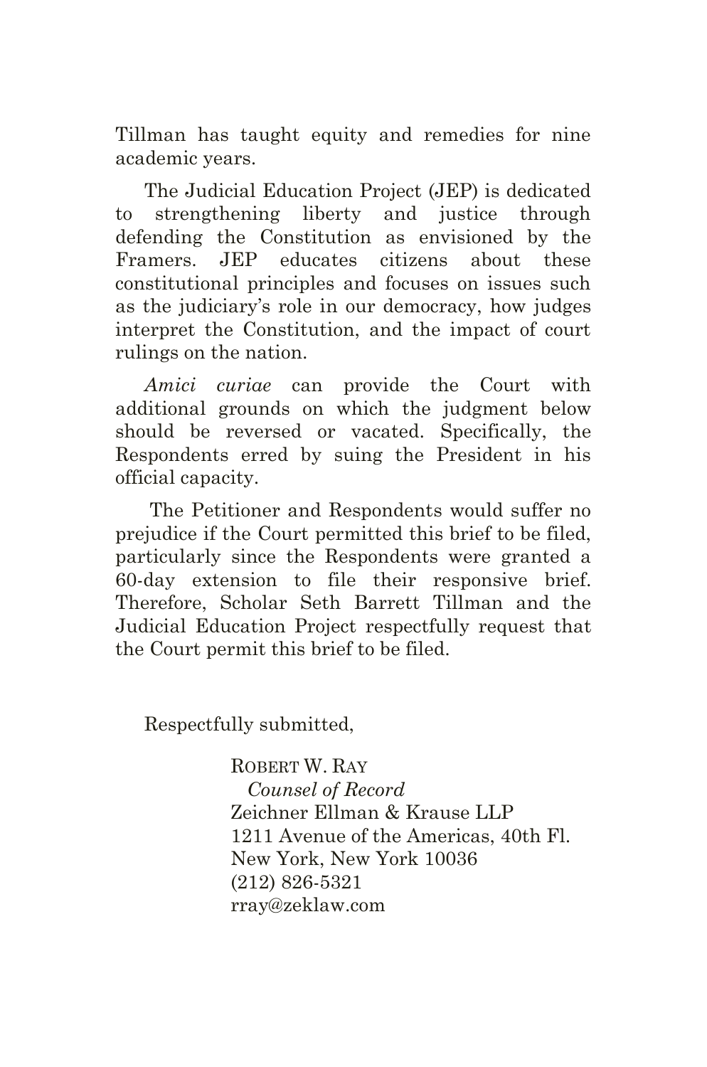Tillman has taught equity and remedies for nine academic years.

The Judicial Education Project (JEP) is dedicated to strengthening liberty and justice through defending the Constitution as envisioned by the Framers. JEP educates citizens about these constitutional principles and focuses on issues such as the judiciary's role in our democracy, how judges interpret the Constitution, and the impact of court rulings on the nation.

*Amici curiae* can provide the Court with additional grounds on which the judgment below should be reversed or vacated. Specifically, the Respondents erred by suing the President in his official capacity.

The Petitioner and Respondents would suffer no prejudice if the Court permitted this brief to be filed, particularly since the Respondents were granted a 60-day extension to file their responsive brief. Therefore, Scholar Seth Barrett Tillman and the Judicial Education Project respectfully request that the Court permit this brief to be filed.

Respectfully submitted,

ROBERT W. RAY
*Counsel of Record*
Zeichner Ellman & Krause LLP
1211 Avenue of the Americas, 40th Fl.
New York, New York 10036
(212) 826-5321
rray@zeklaw.com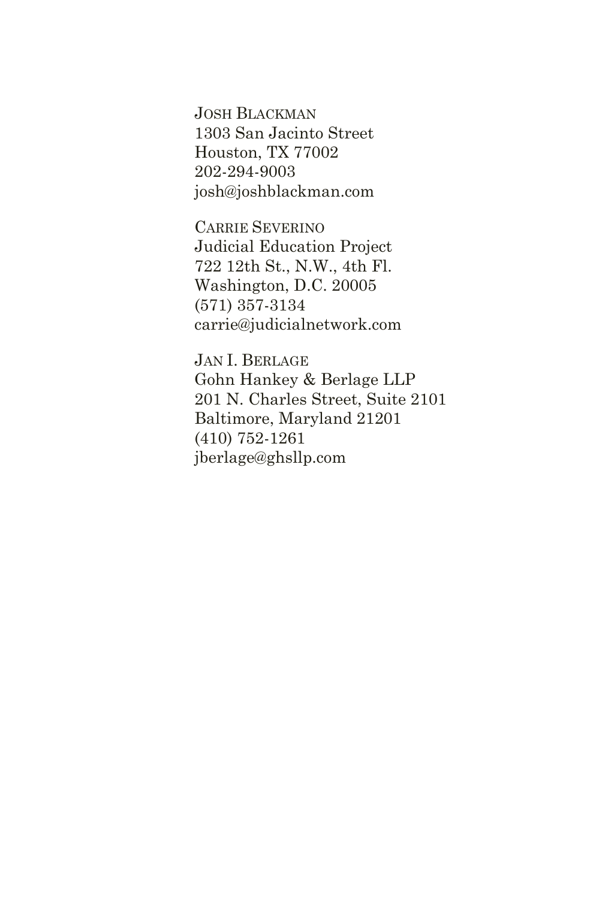JOSH BLACKMAN  
1303 San Jacinto Street  
Houston, TX 77002  
202-294-9003  
josh@joshblackman.com

CARRIE SEVERINO  
Judicial Education Project  
722 12th St., N.W., 4th Fl.  
Washington, D.C. 20005  
(571) 357-3134  
carrie@judicialnetwork.com

JAN I. BERLAGE  
Gohn Hankey & Berlage LLP  
201 N. Charles Street, Suite 2101  
Baltimore, Maryland 21201  
(410) 752-1261  
jberlage@ghsllp.com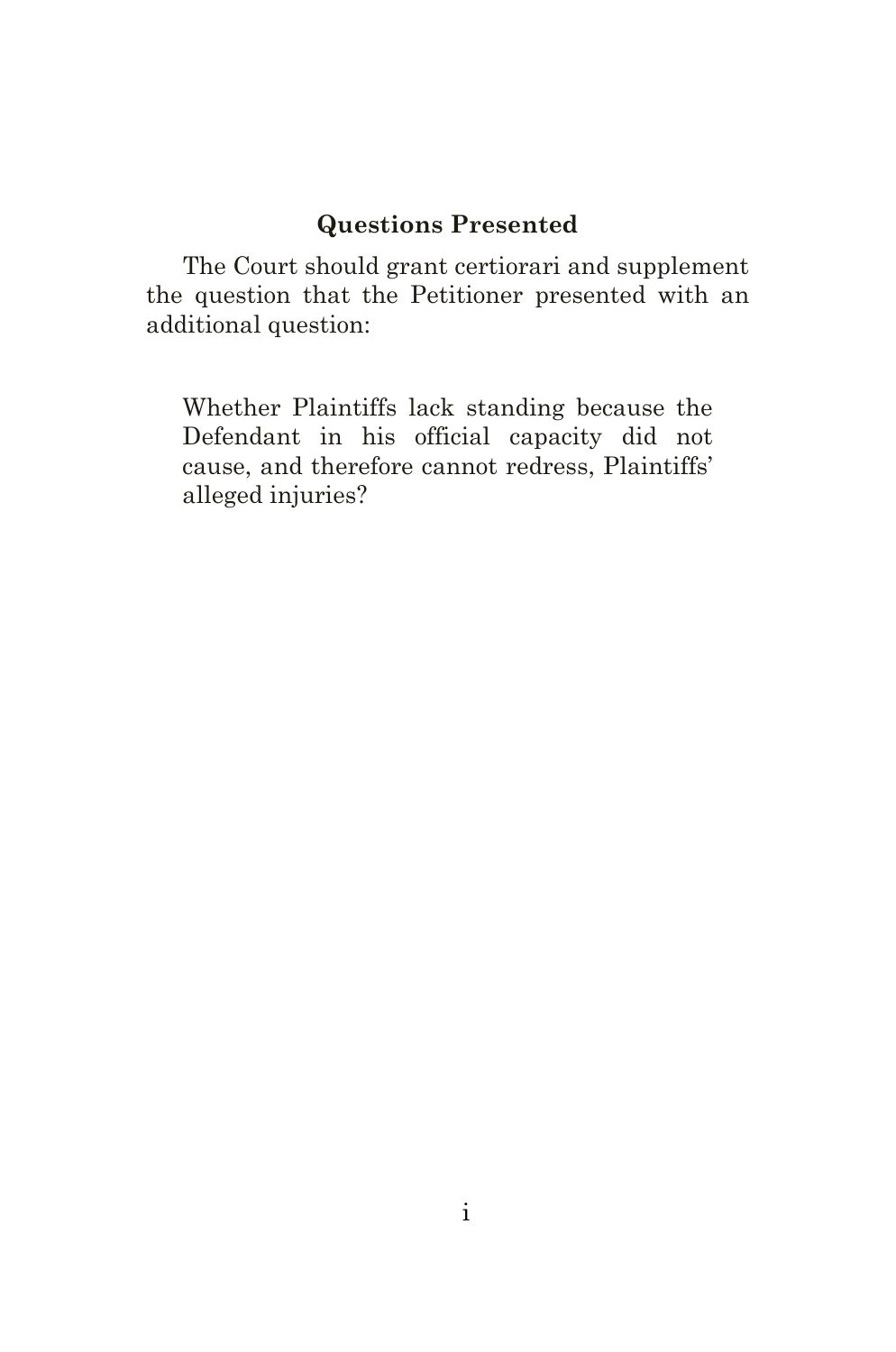## Questions Presented

The Court should grant certiorari and supplement the question that the Petitioner presented with an additional question:

> Whether Plaintiffs lack standing because the Defendant in his official capacity did not cause, and therefore cannot redress, Plaintiffs' alleged injuries?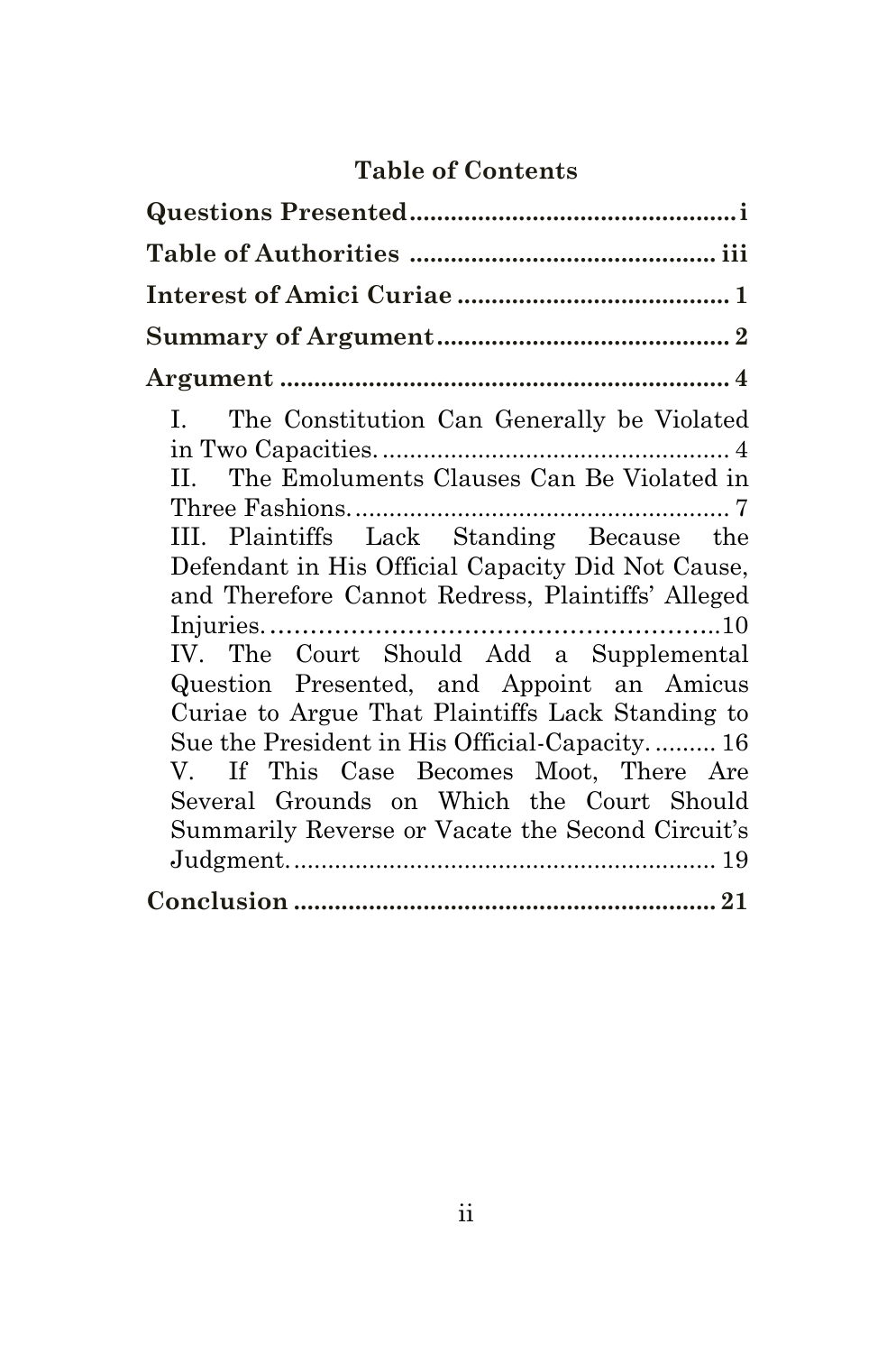## Table of Contents

**Questions Presented** ................................................ i

**Table of Authorities** ............................................. iii

**Interest of Amici Curiae** ........................................ 1

**Summary of Argument** ........................................... 2

**Argument** ................................................................ 4

I. The Constitution Can Generally be Violated in Two Capacities. ................................................... 4

II. The Emoluments Clauses Can Be Violated in Three Fashions. ...................................................... 7

III. Plaintiffs Lack Standing Because the Defendant in His Official Capacity Did Not Cause, and Therefore Cannot Redress, Plaintiffs' Alleged Injuries. ........................................................ 10

IV. The Court Should Add a Supplemental Question Presented, and Appoint an Amicus Curiae to Argue That Plaintiffs Lack Standing to Sue the President in His Official-Capacity. ......... 16

V. If This Case Becomes Moot, There Are Several Grounds on Which the Court Should Summarily Reverse or Vacate the Second Circuit's Judgment. ............................................................ 19

**Conclusion** ............................................................. 21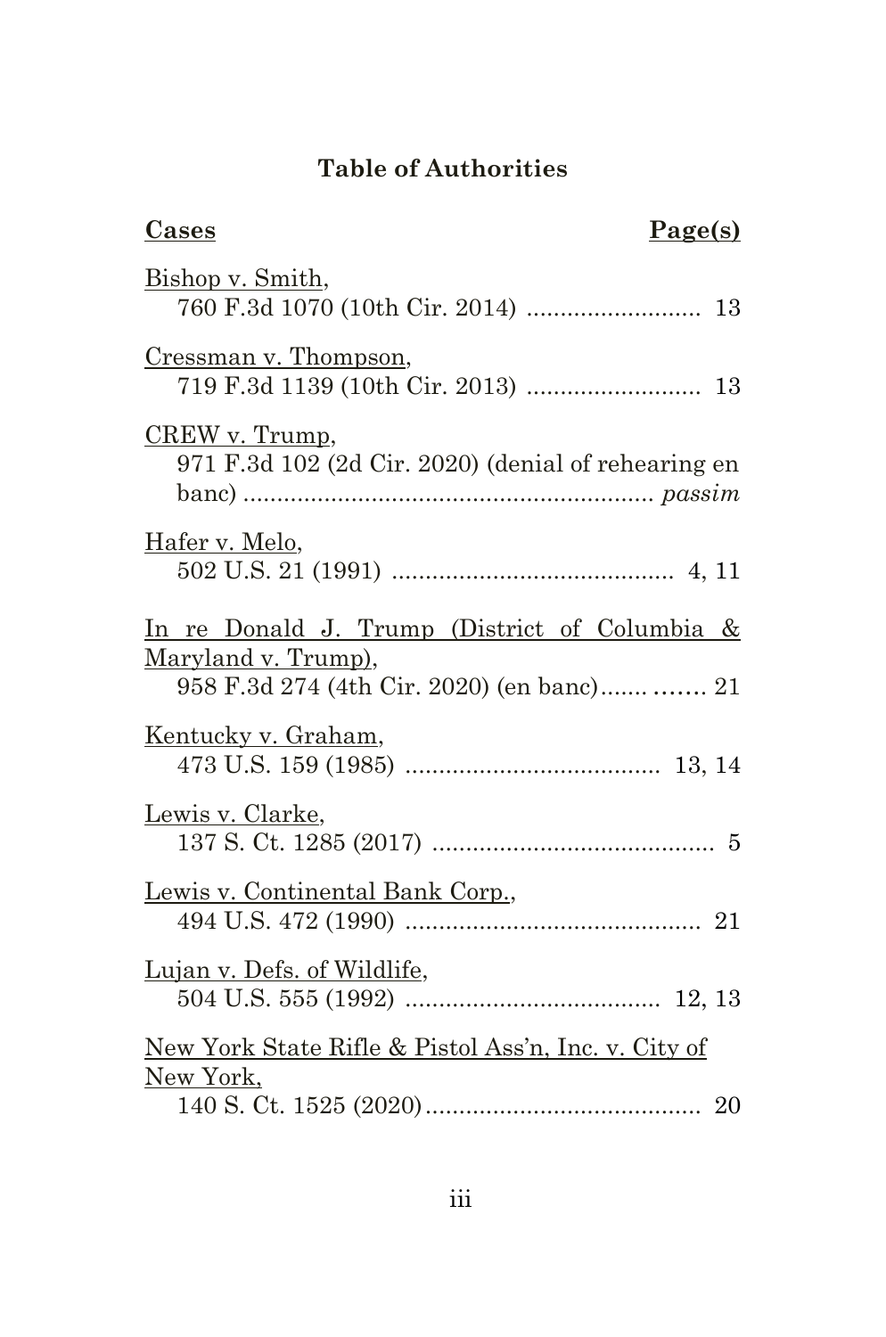## Table of Authorities

**Cases** **Page(s)**

Bishop v. Smith,
760 F.3d 1070 (10th Cir. 2014) .......................... 13

Cressman v. Thompson,
719 F.3d 1139 (10th Cir. 2013) .......................... 13

CREW v. Trump,
971 F.3d 102 (2d Cir. 2020) (denial of rehearing en banc) ............................................................ *passim*

Hafer v. Melo,
502 U.S. 21 (1991) .......................................... 4, 11

In re Donald J. Trump (District of Columbia & Maryland v. Trump),
958 F.3d 274 (4th Cir. 2020) (en banc).............. 21

Kentucky v. Graham,
473 U.S. 159 (1985) ...................................... 13, 14

Lewis v. Clarke,
137 S. Ct. 1285 (2017) .......................................... 5

Lewis v. Continental Bank Corp.,
494 U.S. 472 (1990) ............................................ 21

Lujan v. Defs. of Wildlife,
504 U.S. 555 (1992) ...................................... 12, 13

New York State Rifle & Pistol Ass'n, Inc. v. City of New York,
140 S. Ct. 1525 (2020)......................................... 20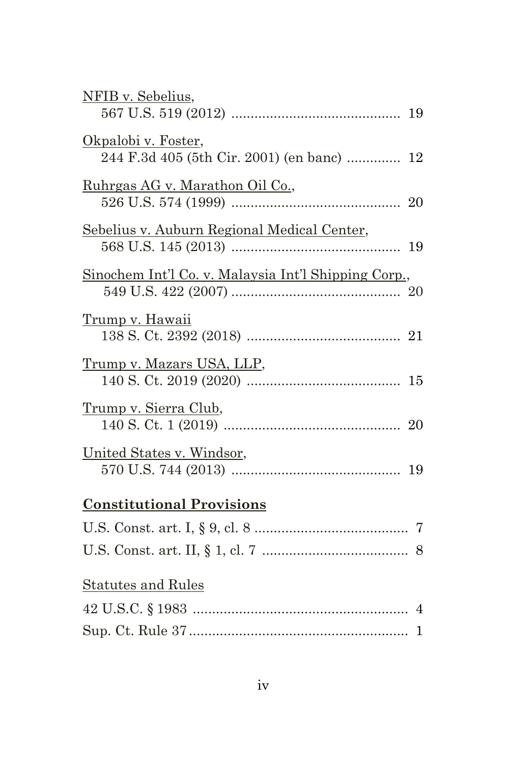NFIB v. Sebelius,
567 U.S. 519 (2012) ............................................ 19

Okpalobi v. Foster,
244 F.3d 405 (5th Cir. 2001) (en banc) .............. 12

Ruhrgas AG v. Marathon Oil Co.,
526 U.S. 574 (1999) ............................................ 20

Sebelius v. Auburn Regional Medical Center,
568 U.S. 145 (2013) ............................................ 19

Sinochem Int'l Co. v. Malaysia Int'l Shipping Corp.,
549 U.S. 422 (2007) ............................................ 20

Trump v. Hawaii
138 S. Ct. 2392 (2018) ........................................ 21

Trump v. Mazars USA, LLP,
140 S. Ct. 2019 (2020) ........................................ 15

Trump v. Sierra Club,
140 S. Ct. 1 (2019) .............................................. 20

United States v. Windsor,
570 U.S. 744 (2013) ............................................ 19

## Constitutional Provisions

U.S. Const. art. I, § 9, cl. 8 ........................................ 7

U.S. Const. art. II, § 1, cl. 7 ...................................... 8

## Statutes and Rules

42 U.S.C. § 1983 ........................................................ 4

Sup. Ct. Rule 37.......................................................... 1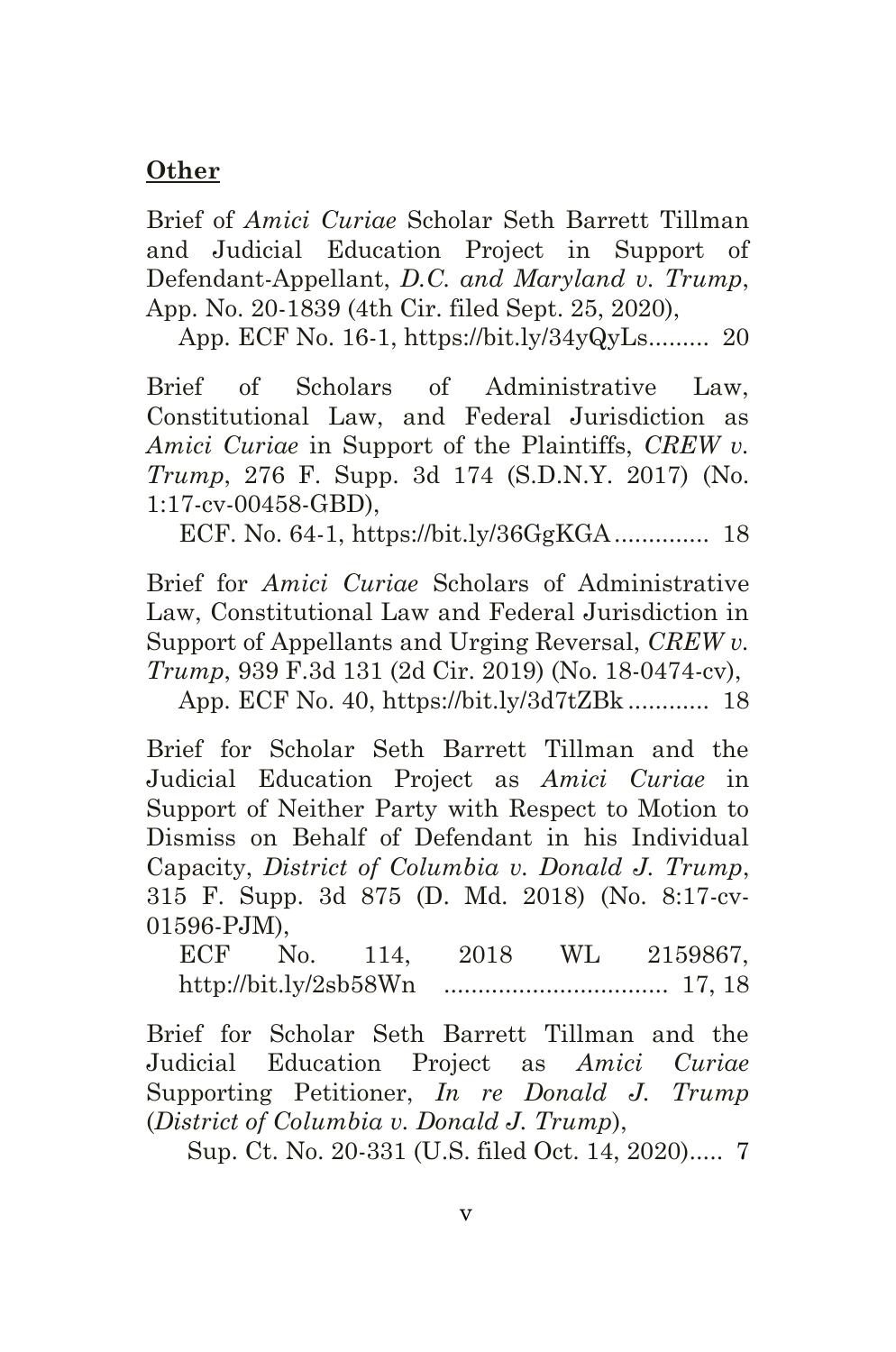**Other**

Brief of *Amici Curiae* Scholar Seth Barrett Tillman and Judicial Education Project in Support of Defendant-Appellant, *D.C. and Maryland v. Trump*, App. No. 20-1839 (4th Cir. filed Sept. 25, 2020),
App. ECF No. 16-1, https://bit.ly/34yQyLs......... 20

Brief of Scholars of Administrative Law, Constitutional Law, and Federal Jurisdiction as *Amici Curiae* in Support of the Plaintiffs, *CREW v. Trump*, 276 F. Supp. 3d 174 (S.D.N.Y. 2017) (No. 1:17-cv-00458-GBD),
ECF. No. 64-1, https://bit.ly/36GgKGA.............. 18

Brief for *Amici Curiae* Scholars of Administrative Law, Constitutional Law and Federal Jurisdiction in Support of Appellants and Urging Reversal, *CREW v. Trump*, 939 F.3d 131 (2d Cir. 2019) (No. 18-0474-cv),
App. ECF No. 40, https://bit.ly/3d7tZBk ............ 18

Brief for Scholar Seth Barrett Tillman and the Judicial Education Project as *Amici Curiae* in Support of Neither Party with Respect to Motion to Dismiss on Behalf of Defendant in his Individual Capacity, *District of Columbia v. Donald J. Trump*, 315 F. Supp. 3d 875 (D. Md. 2018) (No. 8:17-cv-01596-PJM),
ECF No. 114, 2018 WL 2159867, http://bit.ly/2sb58Wn ................................ 17, 18

Brief for Scholar Seth Barrett Tillman and the Judicial Education Project as *Amici Curiae* Supporting Petitioner, *In re Donald J. Trump* (*District of Columbia v. Donald J. Trump*),
Sup. Ct. No. 20-331 (U.S. filed Oct. 14, 2020)..... 7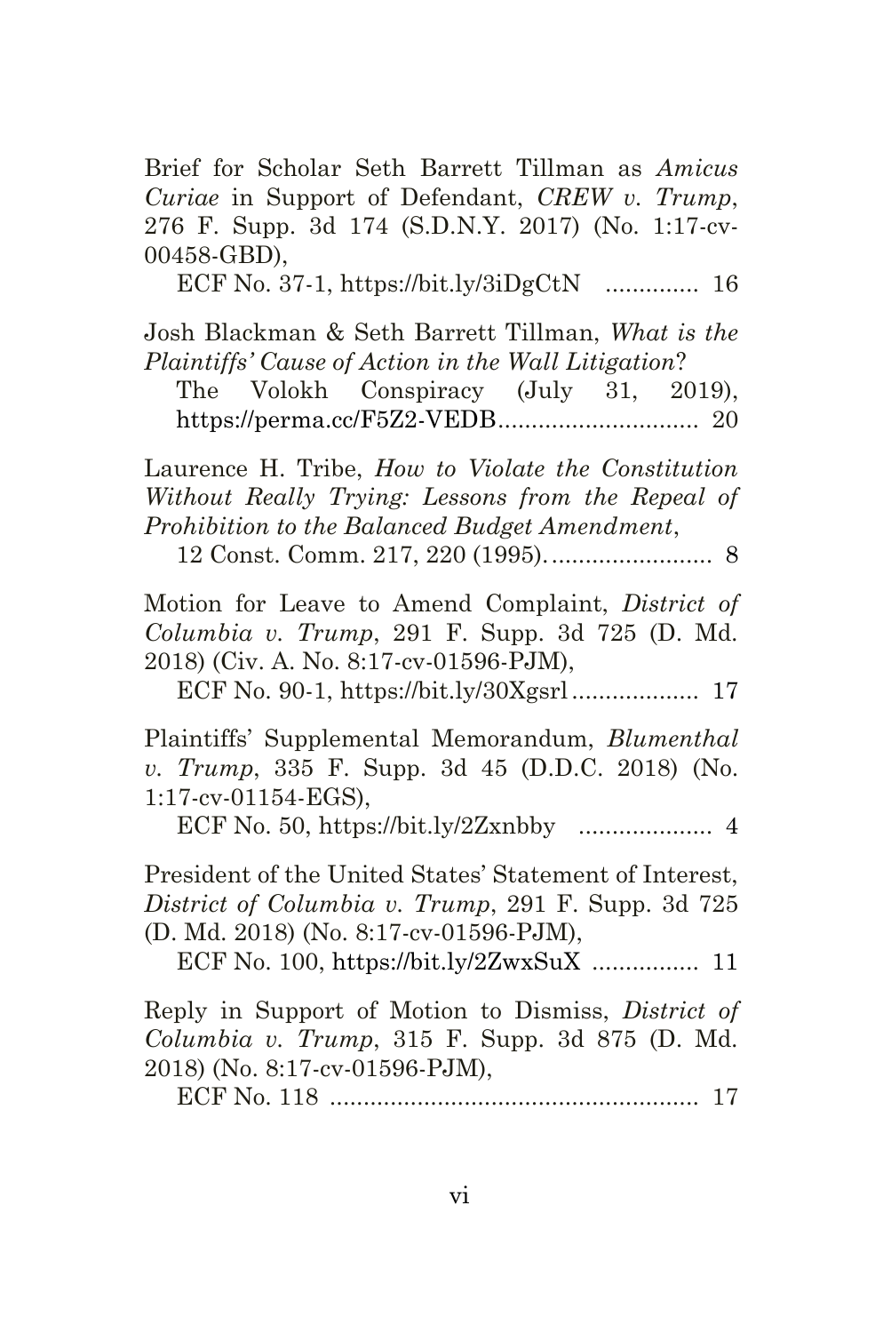Brief for Scholar Seth Barrett Tillman as *Amicus Curiae* in Support of Defendant, *CREW v. Trump*, 276 F. Supp. 3d 174 (S.D.N.Y. 2017) (No. 1:17-cv-00458-GBD),
ECF No. 37-1, https://bit.ly/3iDgCtN .............. 16

Josh Blackman & Seth Barrett Tillman, *What is the Plaintiffs' Cause of Action in the Wall Litigation*? The Volokh Conspiracy (July 31, 2019), https://perma.cc/F5Z2-VEDB.............................. 20

Laurence H. Tribe, *How to Violate the Constitution Without Really Trying: Lessons from the Repeal of Prohibition to the Balanced Budget Amendment*,
12 Const. Comm. 217, 220 (1995)......................... 8

Motion for Leave to Amend Complaint, *District of Columbia v. Trump*, 291 F. Supp. 3d 725 (D. Md. 2018) (Civ. A. No. 8:17-cv-01596-PJM),
ECF No. 90-1, https://bit.ly/30Xgsrl ................... 17

Plaintiffs' Supplemental Memorandum, *Blumenthal v. Trump*, 335 F. Supp. 3d 45 (D.D.C. 2018) (No. 1:17-cv-01154-EGS),
ECF No. 50, https://bit.ly/2Zxnbby .................... 4

President of the United States' Statement of Interest, *District of Columbia v. Trump*, 291 F. Supp. 3d 725 (D. Md. 2018) (No. 8:17-cv-01596-PJM),
ECF No. 100, https://bit.ly/2ZwxSuX ................ 11

Reply in Support of Motion to Dismiss, *District of Columbia v. Trump*, 315 F. Supp. 3d 875 (D. Md. 2018) (No. 8:17-cv-01596-PJM),
ECF No. 118 ....................................................... 17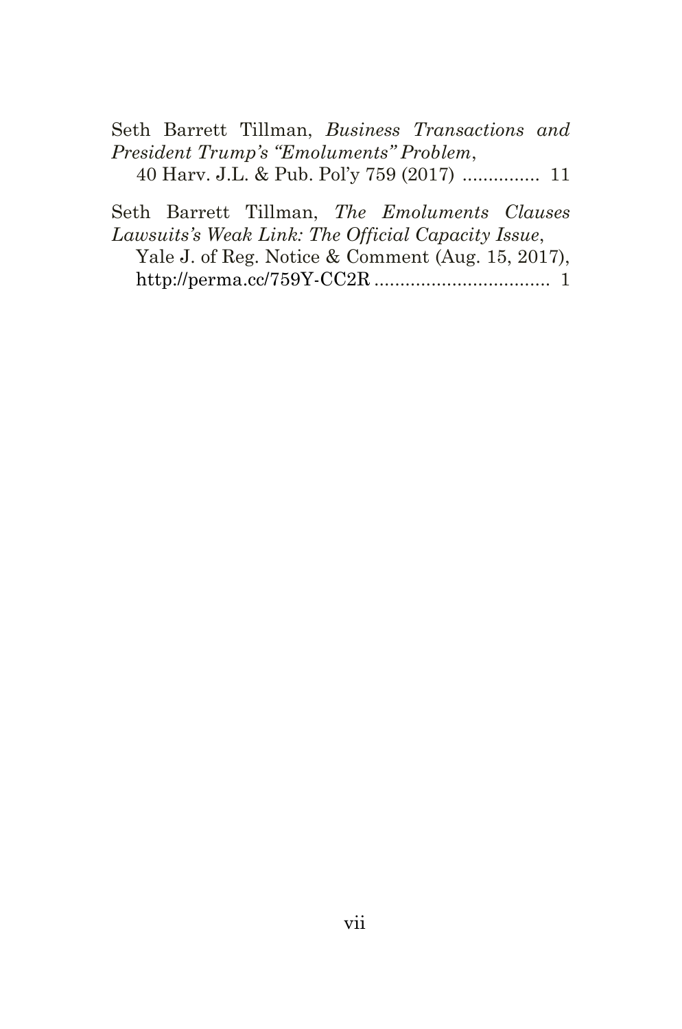Seth Barrett Tillman, *Business Transactions and President Trump's "Emoluments" Problem*,
40 Harv. J.L. & Pub. Pol'y 759 (2017) ............... 11

Seth Barrett Tillman, *The Emoluments Clauses Lawsuits's Weak Link: The Official Capacity Issue*,
Yale J. of Reg. Notice & Comment (Aug. 15, 2017),
http://perma.cc/759Y-CC2R .................................. 1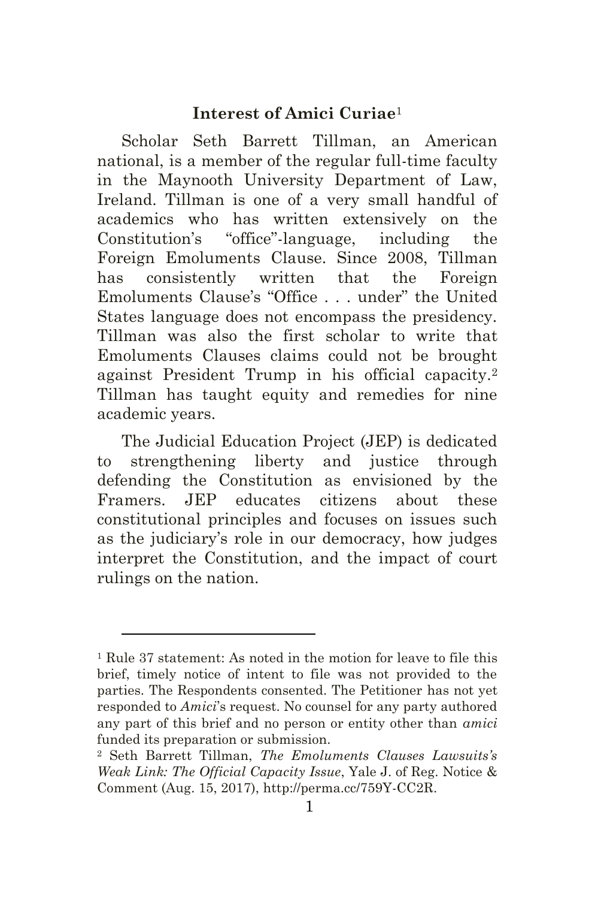## Interest of Amici Curiae[1]

Scholar Seth Barrett Tillman, an American national, is a member of the regular full-time faculty in the Maynooth University Department of Law, Ireland. Tillman is one of a very small handful of academics who has written extensively on the Constitution's "office"-language, including the Foreign Emoluments Clause. Since 2008, Tillman has consistently written that the Foreign Emoluments Clause's "Office . . . under" the United States language does not encompass the presidency. Tillman was also the first scholar to write that Emoluments Clauses claims could not be brought against President Trump in his official capacity.[2] Tillman has taught equity and remedies for nine academic years.

The Judicial Education Project (JEP) is dedicated to strengthening liberty and justice through defending the Constitution as envisioned by the Framers. JEP educates citizens about these constitutional principles and focuses on issues such as the judiciary's role in our democracy, how judges interpret the Constitution, and the impact of court rulings on the nation.

---

[1] Rule 37 statement: As noted in the motion for leave to file this brief, timely notice of intent to file was not provided to the parties. The Respondents consented. The Petitioner has not yet responded to *Amici*'s request. No counsel for any party authored any part of this brief and no person or entity other than *amici* funded its preparation or submission.

[2] Seth Barrett Tillman, *The Emoluments Clauses Lawsuits's Weak Link: The Official Capacity Issue*, Yale J. of Reg. Notice & Comment (Aug. 15, 2017), http://perma.cc/759Y-CC2R.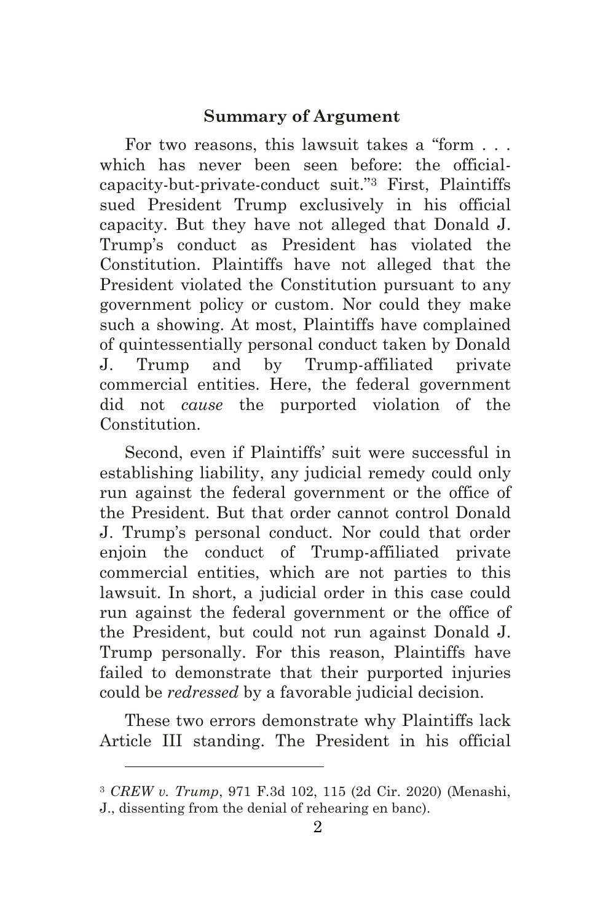## Summary of Argument

For two reasons, this lawsuit takes a "form . . . which has never been seen before: the official-capacity-but-private-conduct suit."[3] First, Plaintiffs sued President Trump exclusively in his official capacity. But they have not alleged that Donald J. Trump's conduct as President has violated the Constitution. Plaintiffs have not alleged that the President violated the Constitution pursuant to any government policy or custom. Nor could they make such a showing. At most, Plaintiffs have complained of quintessentially personal conduct taken by Donald J. Trump and by Trump-affiliated private commercial entities. Here, the federal government did not *cause* the purported violation of the Constitution.

Second, even if Plaintiffs' suit were successful in establishing liability, any judicial remedy could only run against the federal government or the office of the President. But that order cannot control Donald J. Trump's personal conduct. Nor could that order enjoin the conduct of Trump-affiliated private commercial entities, which are not parties to this lawsuit. In short, a judicial order in this case could run against the federal government or the office of the President, but could not run against Donald J. Trump personally. For this reason, Plaintiffs have failed to demonstrate that their purported injuries could be *redressed* by a favorable judicial decision.

These two errors demonstrate why Plaintiffs lack Article III standing. The President in his official

---

[3] *CREW v. Trump*, 971 F.3d 102, 115 (2d Cir. 2020) (Menashi, J., dissenting from the denial of rehearing en banc).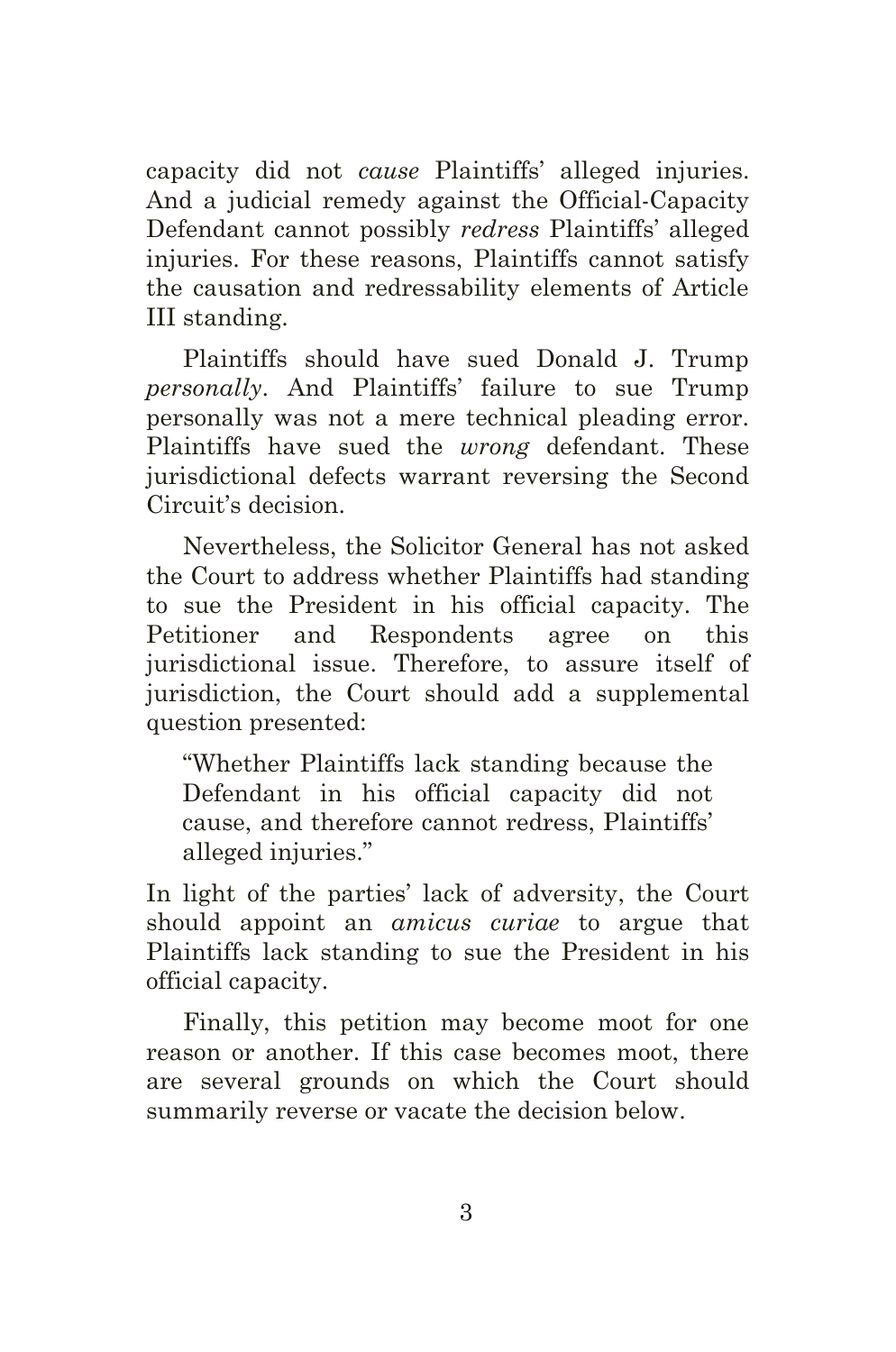capacity did not *cause* Plaintiffs' alleged injuries. And a judicial remedy against the Official-Capacity Defendant cannot possibly *redress* Plaintiffs' alleged injuries. For these reasons, Plaintiffs cannot satisfy the causation and redressability elements of Article III standing.

Plaintiffs should have sued Donald J. Trump *personally*. And Plaintiffs' failure to sue Trump personally was not a mere technical pleading error. Plaintiffs have sued the *wrong* defendant. These jurisdictional defects warrant reversing the Second Circuit's decision.

Nevertheless, the Solicitor General has not asked the Court to address whether Plaintiffs had standing to sue the President in his official capacity. The Petitioner and Respondents agree on this jurisdictional issue. Therefore, to assure itself of jurisdiction, the Court should add a supplemental question presented:

> "Whether Plaintiffs lack standing because the Defendant in his official capacity did not cause, and therefore cannot redress, Plaintiffs' alleged injuries."

In light of the parties' lack of adversity, the Court should appoint an *amicus curiae* to argue that Plaintiffs lack standing to sue the President in his official capacity.

Finally, this petition may become moot for one reason or another. If this case becomes moot, there are several grounds on which the Court should summarily reverse or vacate the decision below.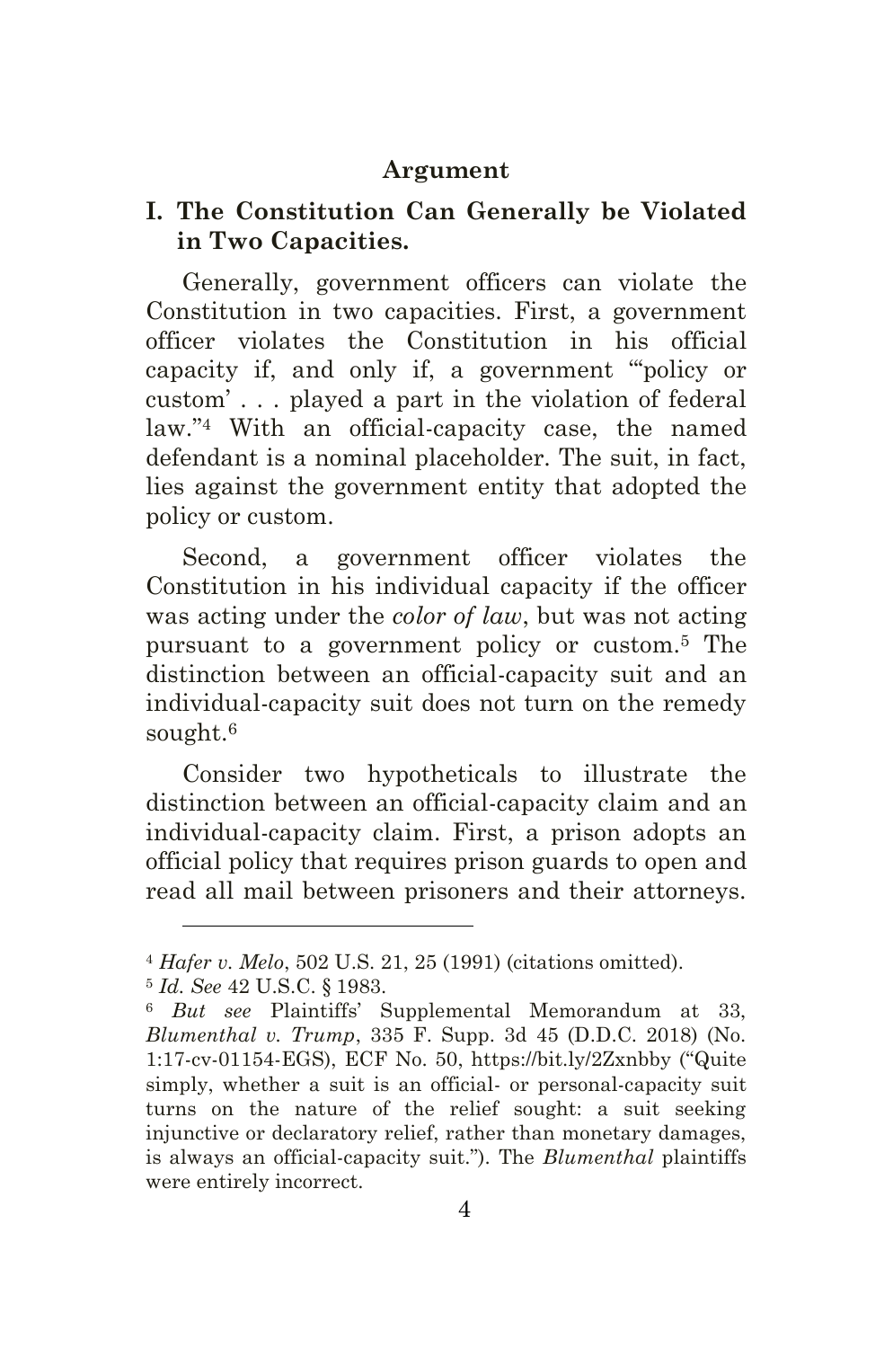## Argument

### I. The Constitution Can Generally be Violated in Two Capacities.

Generally, government officers can violate the Constitution in two capacities. First, a government officer violates the Constitution in his official capacity if, and only if, a government "'policy or custom' . . . played a part in the violation of federal law."[4] With an official-capacity case, the named defendant is a nominal placeholder. The suit, in fact, lies against the government entity that adopted the policy or custom.

Second, a government officer violates the Constitution in his individual capacity if the officer was acting under the *color of law*, but was not acting pursuant to a government policy or custom.[5] The distinction between an official-capacity suit and an individual-capacity suit does not turn on the remedy sought.[6]

Consider two hypotheticals to illustrate the distinction between an official-capacity claim and an individual-capacity claim. First, a prison adopts an official policy that requires prison guards to open and read all mail between prisoners and their attorneys.

---

[4] *Hafer v. Melo*, 502 U.S. 21, 25 (1991) (citations omitted).

[5] *Id. See* 42 U.S.C. § 1983.

[6] *But see* Plaintiffs' Supplemental Memorandum at 33, *Blumenthal v. Trump*, 335 F. Supp. 3d 45 (D.D.C. 2018) (No. 1:17-cv-01154-EGS), ECF No. 50, https://bit.ly/2Zxnbby ("Quite simply, whether a suit is an official- or personal-capacity suit turns on the nature of the relief sought: a suit seeking injunctive or declaratory relief, rather than monetary damages, is always an official-capacity suit."). The *Blumenthal* plaintiffs were entirely incorrect.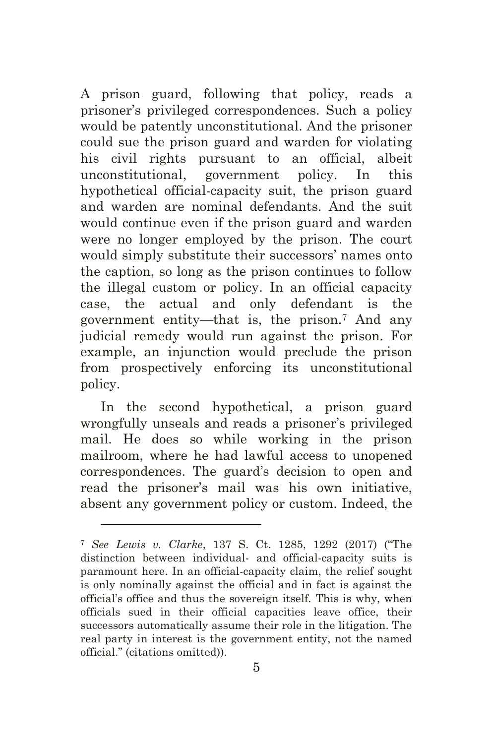A prison guard, following that policy, reads a prisoner's privileged correspondences. Such a policy would be patently unconstitutional. And the prisoner could sue the prison guard and warden for violating his civil rights pursuant to an official, albeit unconstitutional, government policy. In this hypothetical official-capacity suit, the prison guard and warden are nominal defendants. And the suit would continue even if the prison guard and warden were no longer employed by the prison. The court would simply substitute their successors' names onto the caption, so long as the prison continues to follow the illegal custom or policy. In an official capacity case, the actual and only defendant is the government entity—that is, the prison.[7] And any judicial remedy would run against the prison. For example, an injunction would preclude the prison from prospectively enforcing its unconstitutional policy.

In the second hypothetical, a prison guard wrongfully unseals and reads a prisoner's privileged mail. He does so while working in the prison mailroom, where he had lawful access to unopened correspondences. The guard's decision to open and read the prisoner's mail was his own initiative, absent any government policy or custom. Indeed, the

---

[7] *See Lewis v. Clarke*, 137 S. Ct. 1285, 1292 (2017) ("The distinction between individual- and official-capacity suits is paramount here. In an official-capacity claim, the relief sought is only nominally against the official and in fact is against the official's office and thus the sovereign itself. This is why, when officials sued in their official capacities leave office, their successors automatically assume their role in the litigation. The real party in interest is the government entity, not the named official." (citations omitted)).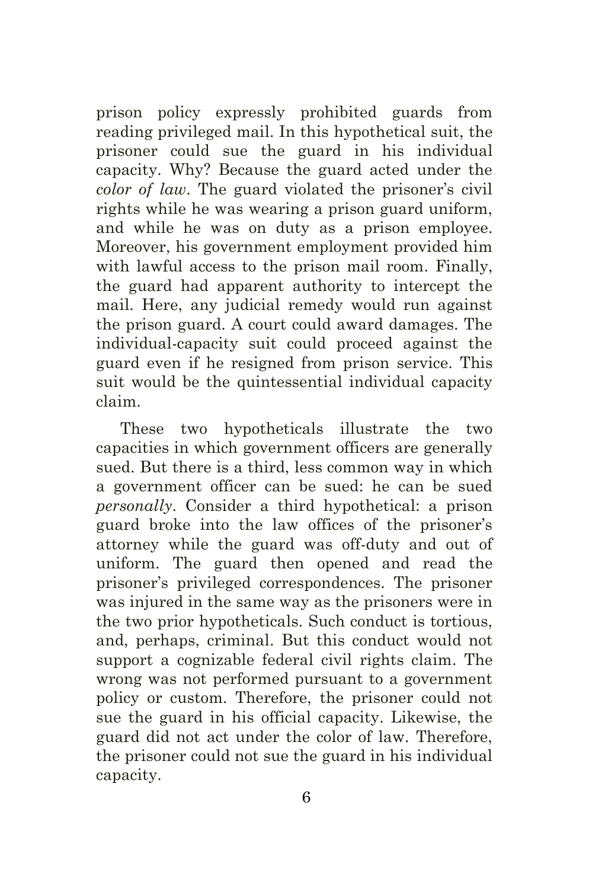prison policy expressly prohibited guards from reading privileged mail. In this hypothetical suit, the prisoner could sue the guard in his individual capacity. Why? Because the guard acted under the *color of law*. The guard violated the prisoner's civil rights while he was wearing a prison guard uniform, and while he was on duty as a prison employee. Moreover, his government employment provided him with lawful access to the prison mail room. Finally, the guard had apparent authority to intercept the mail. Here, any judicial remedy would run against the prison guard. A court could award damages. The individual-capacity suit could proceed against the guard even if he resigned from prison service. This suit would be the quintessential individual capacity claim.

These two hypotheticals illustrate the two capacities in which government officers are generally sued. But there is a third, less common way in which a government officer can be sued: he can be sued *personally*. Consider a third hypothetical: a prison guard broke into the law offices of the prisoner's attorney while the guard was off-duty and out of uniform. The guard then opened and read the prisoner's privileged correspondences. The prisoner was injured in the same way as the prisoners were in the two prior hypotheticals. Such conduct is tortious, and, perhaps, criminal. But this conduct would not support a cognizable federal civil rights claim. The wrong was not performed pursuant to a government policy or custom. Therefore, the prisoner could not sue the guard in his official capacity. Likewise, the guard did not act under the color of law. Therefore, the prisoner could not sue the guard in his individual capacity.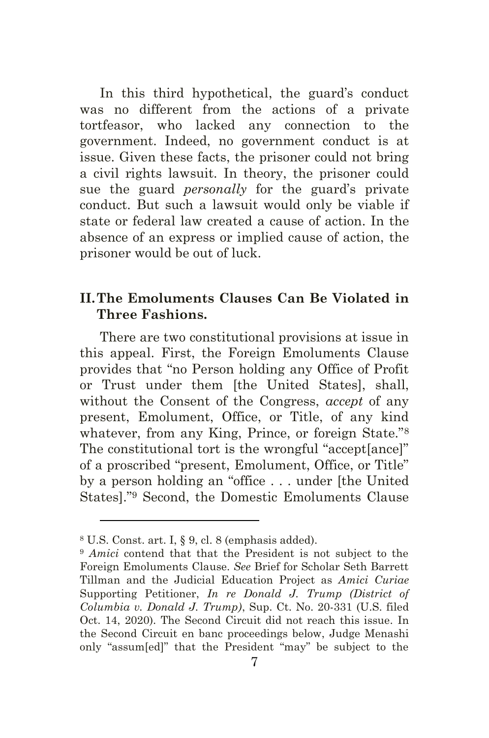In this third hypothetical, the guard's conduct was no different from the actions of a private tortfeasor, who lacked any connection to the government. Indeed, no government conduct is at issue. Given these facts, the prisoner could not bring a civil rights lawsuit. In theory, the prisoner could sue the guard *personally* for the guard's private conduct. But such a lawsuit would only be viable if state or federal law created a cause of action. In the absence of an express or implied cause of action, the prisoner would be out of luck.

## II. The Emoluments Clauses Can Be Violated in Three Fashions.

There are two constitutional provisions at issue in this appeal. First, the Foreign Emoluments Clause provides that "no Person holding any Office of Profit or Trust under them [the United States], shall, without the Consent of the Congress, *accept* of any present, Emolument, Office, or Title, of any kind whatever, from any King, Prince, or foreign State."[8] The constitutional tort is the wrongful "accept[ance]" of a proscribed "present, Emolument, Office, or Title" by a person holding an "office . . . under [the United States]."[9] Second, the Domestic Emoluments Clause

---

[8] U.S. Const. art. I, § 9, cl. 8 (emphasis added).

[9] *Amici* contend that that the President is not subject to the Foreign Emoluments Clause. *See* Brief for Scholar Seth Barrett Tillman and the Judicial Education Project as *Amici Curiae* Supporting Petitioner, *In re Donald J. Trump (District of Columbia v. Donald J. Trump)*, Sup. Ct. No. 20-331 (U.S. filed Oct. 14, 2020). The Second Circuit did not reach this issue. In the Second Circuit en banc proceedings below, Judge Menashi only "assum[ed]" that the President "may" be subject to the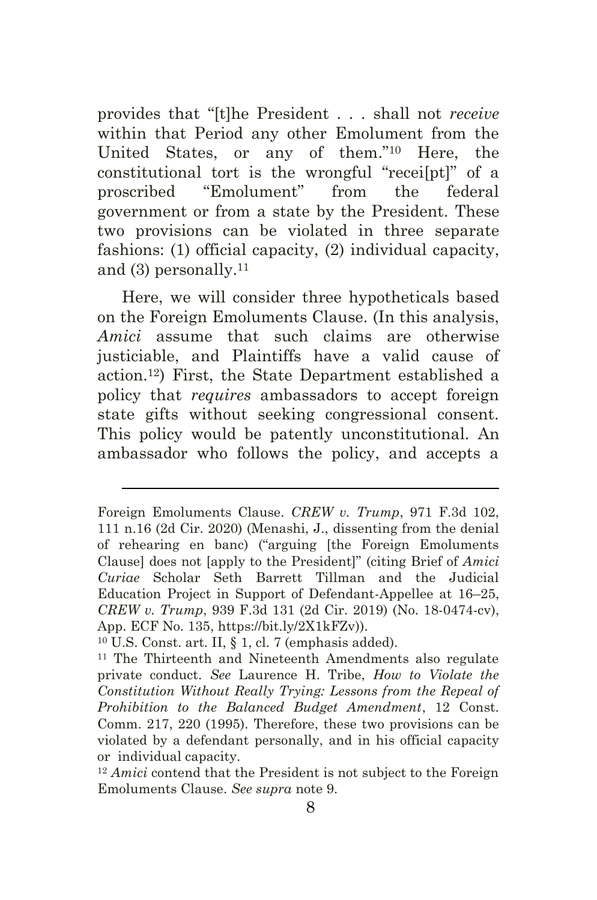provides that "[t]he President . . . shall not *receive* within that Period any other Emolument from the United States, or any of them."[10] Here, the constitutional tort is the wrongful "recei[pt]" of a proscribed "Emolument" from the federal government or from a state by the President. These two provisions can be violated in three separate fashions: (1) official capacity, (2) individual capacity, and (3) personally.[11]

Here, we will consider three hypotheticals based on the Foreign Emoluments Clause. (In this analysis, *Amici* assume that such claims are otherwise justiciable, and Plaintiffs have a valid cause of action.[12]) First, the State Department established a policy that *requires* ambassadors to accept foreign state gifts without seeking congressional consent. This policy would be patently unconstitutional. An ambassador who follows the policy, and accepts a

---

Foreign Emoluments Clause. *CREW v. Trump*, 971 F.3d 102, 111 n.16 (2d Cir. 2020) (Menashi, J., dissenting from the denial of rehearing en banc) ("arguing [the Foreign Emoluments Clause] does not [apply to the President]" (citing Brief of *Amici Curiae* Scholar Seth Barrett Tillman and the Judicial Education Project in Support of Defendant-Appellee at 16–25, *CREW v. Trump*, 939 F.3d 131 (2d Cir. 2019) (No. 18-0474-cv), App. ECF No. 135, https://bit.ly/2X1kFZv)).

[10] U.S. Const. art. II, § 1, cl. 7 (emphasis added).

[11] The Thirteenth and Nineteenth Amendments also regulate private conduct. *See* Laurence H. Tribe, *How to Violate the Constitution Without Really Trying: Lessons from the Repeal of Prohibition to the Balanced Budget Amendment*, 12 Const. Comm. 217, 220 (1995). Therefore, these two provisions can be violated by a defendant personally, and in his official capacity or individual capacity.

[12] *Amici* contend that the President is not subject to the Foreign Emoluments Clause. *See supra* note 9.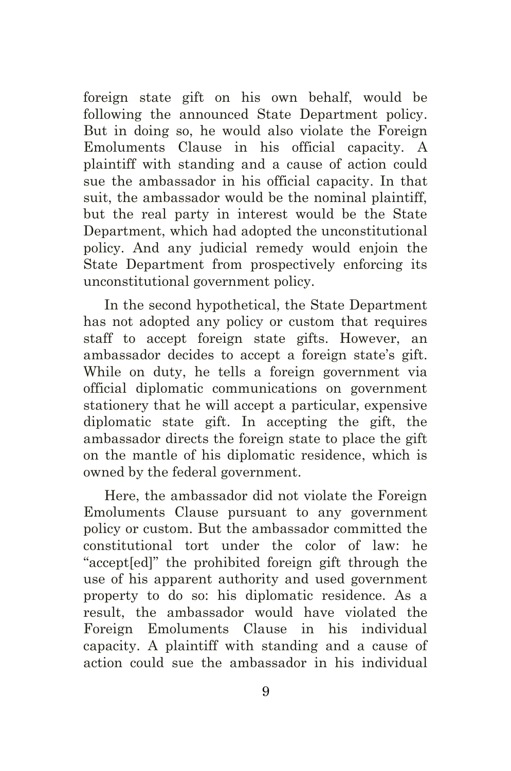foreign state gift on his own behalf, would be following the announced State Department policy. But in doing so, he would also violate the Foreign Emoluments Clause in his official capacity. A plaintiff with standing and a cause of action could sue the ambassador in his official capacity. In that suit, the ambassador would be the nominal plaintiff, but the real party in interest would be the State Department, which had adopted the unconstitutional policy. And any judicial remedy would enjoin the State Department from prospectively enforcing its unconstitutional government policy.

In the second hypothetical, the State Department has not adopted any policy or custom that requires staff to accept foreign state gifts. However, an ambassador decides to accept a foreign state's gift. While on duty, he tells a foreign government via official diplomatic communications on government stationery that he will accept a particular, expensive diplomatic state gift. In accepting the gift, the ambassador directs the foreign state to place the gift on the mantle of his diplomatic residence, which is owned by the federal government.

Here, the ambassador did not violate the Foreign Emoluments Clause pursuant to any government policy or custom. But the ambassador committed the constitutional tort under the color of law: he "accept[ed]" the prohibited foreign gift through the use of his apparent authority and used government property to do so: his diplomatic residence. As a result, the ambassador would have violated the Foreign Emoluments Clause in his individual capacity. A plaintiff with standing and a cause of action could sue the ambassador in his individual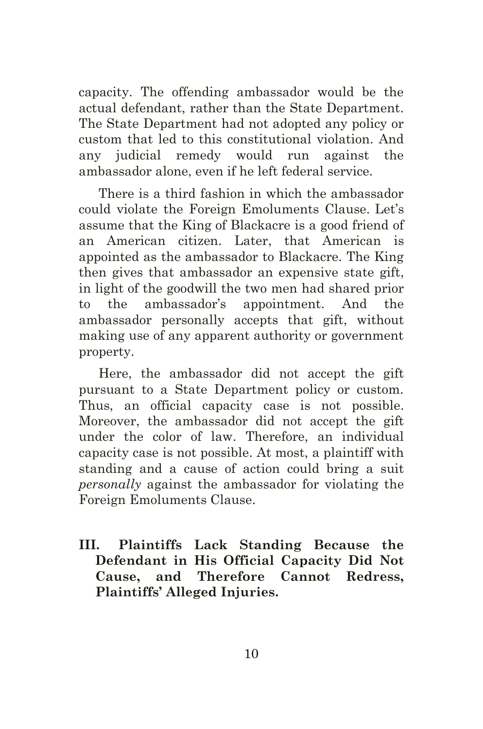capacity. The offending ambassador would be the actual defendant, rather than the State Department. The State Department had not adopted any policy or custom that led to this constitutional violation. And any judicial remedy would run against the ambassador alone, even if he left federal service.

There is a third fashion in which the ambassador could violate the Foreign Emoluments Clause. Let's assume that the King of Blackacre is a good friend of an American citizen. Later, that American is appointed as the ambassador to Blackacre. The King then gives that ambassador an expensive state gift, in light of the goodwill the two men had shared prior to the ambassador's appointment. And the ambassador personally accepts that gift, without making use of any apparent authority or government property.

Here, the ambassador did not accept the gift pursuant to a State Department policy or custom. Thus, an official capacity case is not possible. Moreover, the ambassador did not accept the gift under the color of law. Therefore, an individual capacity case is not possible. At most, a plaintiff with standing and a cause of action could bring a suit *personally* against the ambassador for violating the Foreign Emoluments Clause.

## III. Plaintiffs Lack Standing Because the Defendant in His Official Capacity Did Not Cause, and Therefore Cannot Redress, Plaintiffs' Alleged Injuries.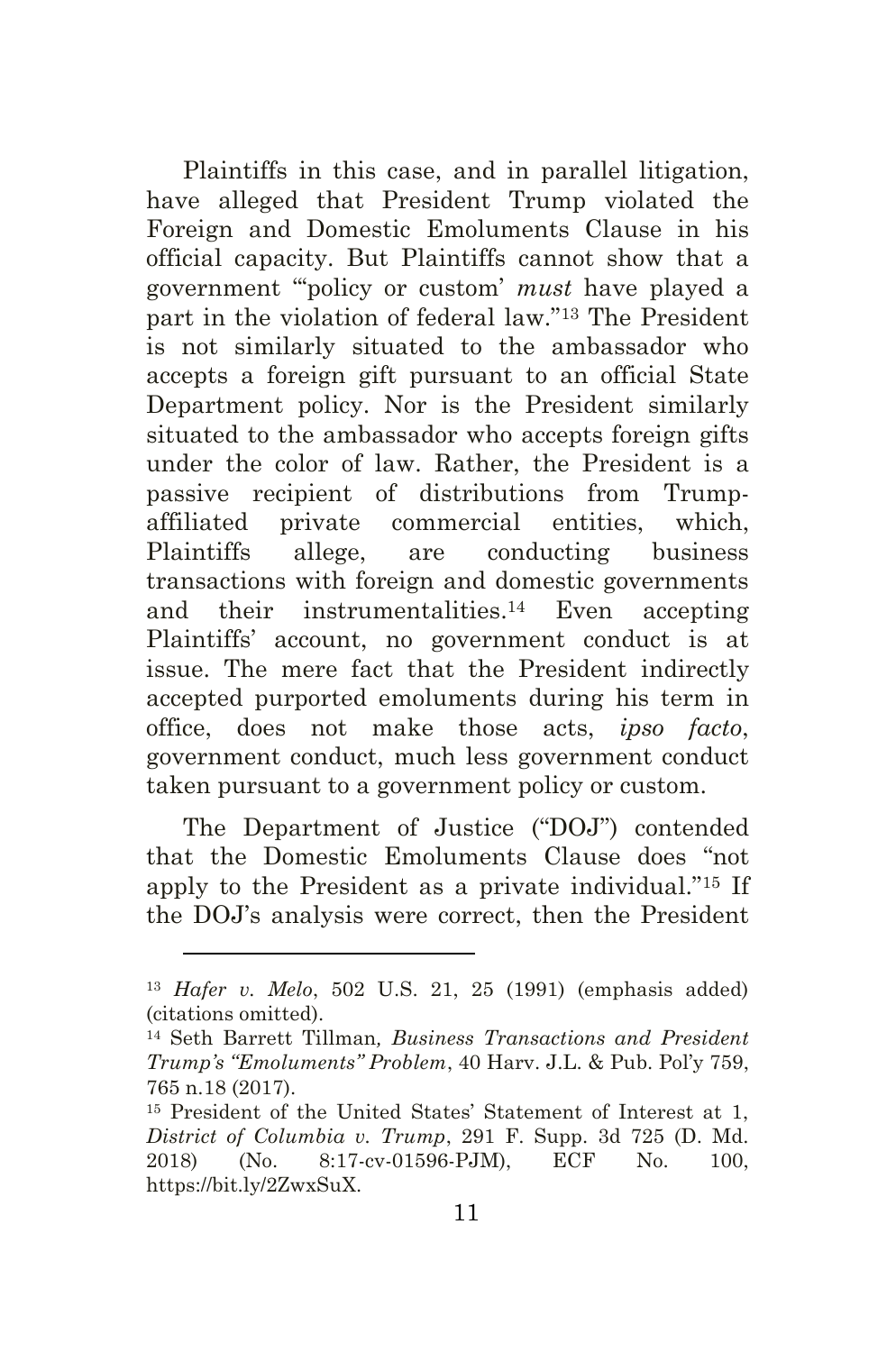Plaintiffs in this case, and in parallel litigation, have alleged that President Trump violated the Foreign and Domestic Emoluments Clause in his official capacity. But Plaintiffs cannot show that a government "'policy or custom' *must* have played a part in the violation of federal law."[13] The President is not similarly situated to the ambassador who accepts a foreign gift pursuant to an official State Department policy. Nor is the President similarly situated to the ambassador who accepts foreign gifts under the color of law. Rather, the President is a passive recipient of distributions from Trump-affiliated private commercial entities, which, Plaintiffs allege, are conducting business transactions with foreign and domestic governments and their instrumentalities.[14] Even accepting Plaintiffs' account, no government conduct is at issue. The mere fact that the President indirectly accepted purported emoluments during his term in office, does not make those acts, *ipso facto*, government conduct, much less government conduct taken pursuant to a government policy or custom.

The Department of Justice ("DOJ") contended that the Domestic Emoluments Clause does "not apply to the President as a private individual."[15] If the DOJ's analysis were correct, then the President

---

[13] *Hafer v. Melo*, 502 U.S. 21, 25 (1991) (emphasis added) (citations omitted).

[14] Seth Barrett Tillman, *Business Transactions and President Trump's "Emoluments" Problem*, 40 Harv. J.L. & Pub. Pol'y 759, 765 n.18 (2017).

[15] President of the United States' Statement of Interest at 1, *District of Columbia v. Trump*, 291 F. Supp. 3d 725 (D. Md. 2018) (No. 8:17-cv-01596-PJM), ECF No. 100, https://bit.ly/2ZwxSuX.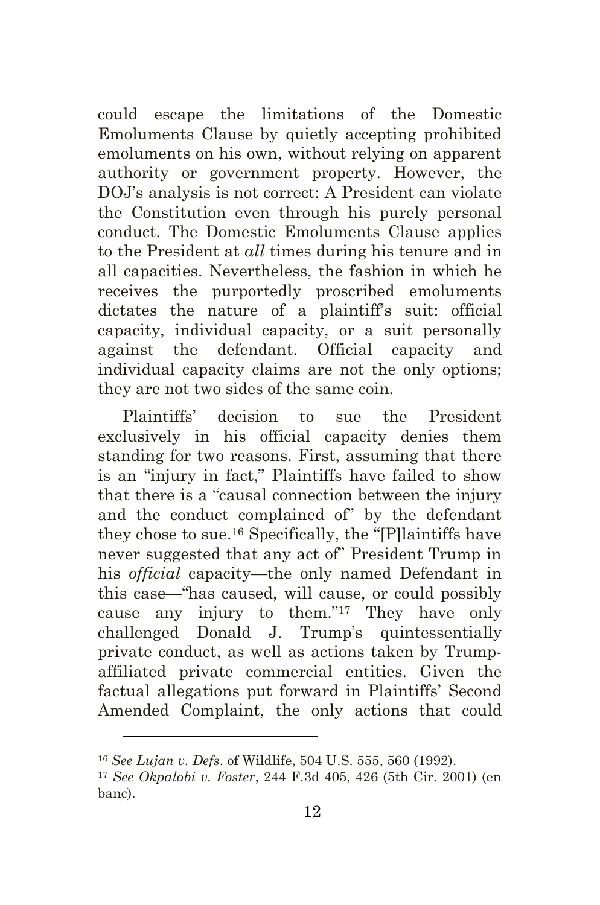could escape the limitations of the Domestic Emoluments Clause by quietly accepting prohibited emoluments on his own, without relying on apparent authority or government property. However, the DOJ's analysis is not correct: A President can violate the Constitution even through his purely personal conduct. The Domestic Emoluments Clause applies to the President at *all* times during his tenure and in all capacities. Nevertheless, the fashion in which he receives the purportedly proscribed emoluments dictates the nature of a plaintiff's suit: official capacity, individual capacity, or a suit personally against the defendant. Official capacity and individual capacity claims are not the only options; they are not two sides of the same coin.

Plaintiffs' decision to sue the President exclusively in his official capacity denies them standing for two reasons. First, assuming that there is an "injury in fact," Plaintiffs have failed to show that there is a "causal connection between the injury and the conduct complained of" by the defendant they chose to sue.[16] Specifically, the "[P]laintiffs have never suggested that any act of" President Trump in his *official* capacity—the only named Defendant in this case—"has caused, will cause, or could possibly cause any injury to them."[17] They have only challenged Donald J. Trump's quintessentially private conduct, as well as actions taken by Trump-affiliated private commercial entities. Given the factual allegations put forward in Plaintiffs' Second Amended Complaint, the only actions that could

---

[16] *See Lujan v. Defs*. of Wildlife, 504 U.S. 555, 560 (1992).

[17] *See Okpalobi v. Foster*, 244 F.3d 405, 426 (5th Cir. 2001) (en banc).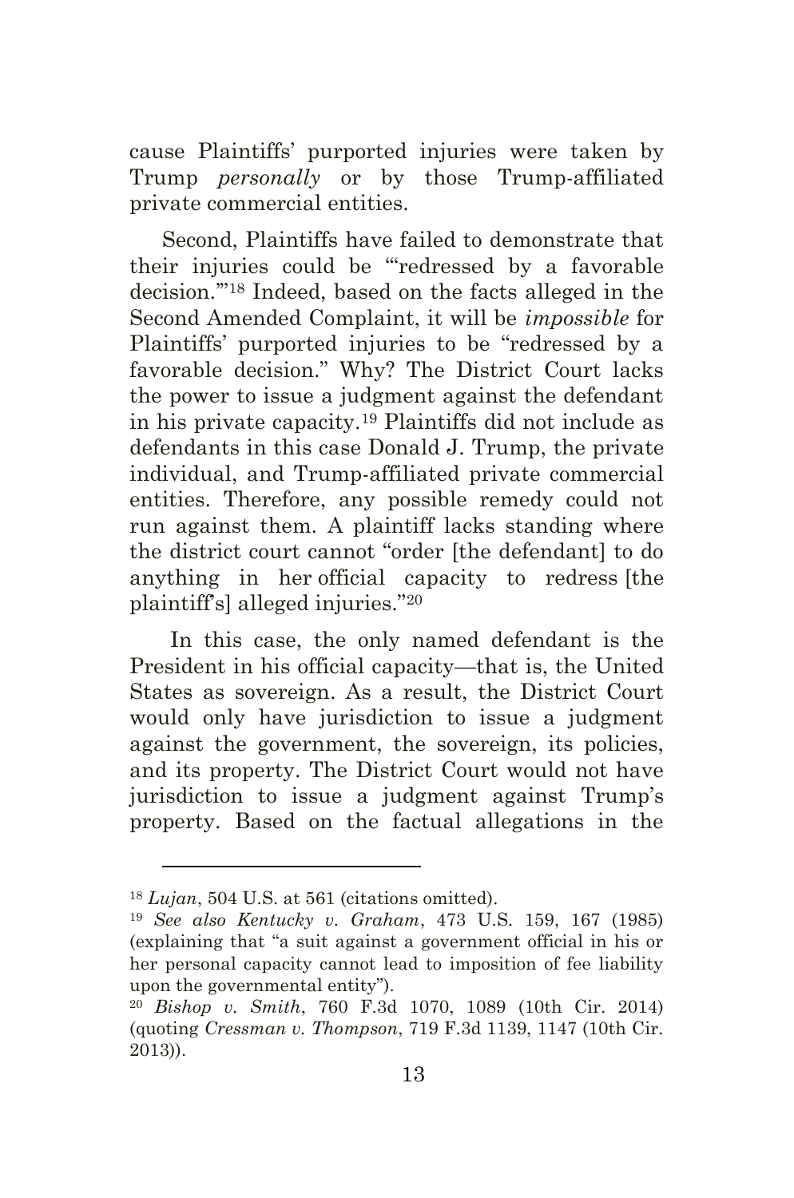cause Plaintiffs' purported injuries were taken by Trump *personally* or by those Trump-affiliated private commercial entities.

Second, Plaintiffs have failed to demonstrate that their injuries could be "'redressed by a favorable decision.'"[18] Indeed, based on the facts alleged in the Second Amended Complaint, it will be *impossible* for Plaintiffs' purported injuries to be "redressed by a favorable decision." Why? The District Court lacks the power to issue a judgment against the defendant in his private capacity.[19] Plaintiffs did not include as defendants in this case Donald J. Trump, the private individual, and Trump-affiliated private commercial entities. Therefore, any possible remedy could not run against them. A plaintiff lacks standing where the district court cannot "order [the defendant] to do anything in her official capacity to redress [the plaintiff's] alleged injuries."[20]

In this case, the only named defendant is the President in his official capacity—that is, the United States as sovereign. As a result, the District Court would only have jurisdiction to issue a judgment against the government, the sovereign, its policies, and its property. The District Court would not have jurisdiction to issue a judgment against Trump's property. Based on the factual allegations in the

---

[18] *Lujan*, 504 U.S. at 561 (citations omitted).

[19] *See also Kentucky v. Graham*, 473 U.S. 159, 167 (1985) (explaining that "a suit against a government official in his or her personal capacity cannot lead to imposition of fee liability upon the governmental entity").

[20] *Bishop v. Smith*, 760 F.3d 1070, 1089 (10th Cir. 2014) (quoting *Cressman v. Thompson*, 719 F.3d 1139, 1147 (10th Cir. 2013)).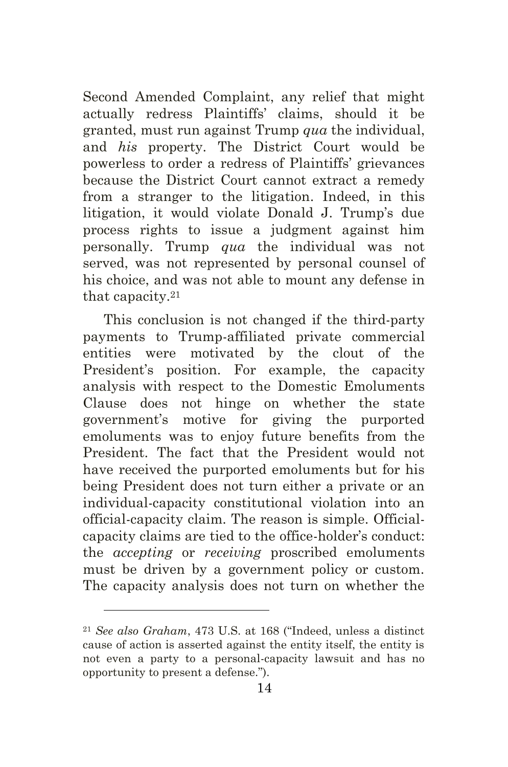Second Amended Complaint, any relief that might actually redress Plaintiffs' claims, should it be granted, must run against Trump *qua* the individual, and *his* property. The District Court would be powerless to order a redress of Plaintiffs' grievances because the District Court cannot extract a remedy from a stranger to the litigation. Indeed, in this litigation, it would violate Donald J. Trump's due process rights to issue a judgment against him personally. Trump *qua* the individual was not served, was not represented by personal counsel of his choice, and was not able to mount any defense in that capacity.[21]

This conclusion is not changed if the third-party payments to Trump-affiliated private commercial entities were motivated by the clout of the President's position. For example, the capacity analysis with respect to the Domestic Emoluments Clause does not hinge on whether the state government's motive for giving the purported emoluments was to enjoy future benefits from the President. The fact that the President would not have received the purported emoluments but for his being President does not turn either a private or an individual-capacity constitutional violation into an official-capacity claim. The reason is simple. Official-capacity claims are tied to the office-holder's conduct: the *accepting* or *receiving* proscribed emoluments must be driven by a government policy or custom. The capacity analysis does not turn on whether the

---

[21] *See also Graham*, 473 U.S. at 168 ("Indeed, unless a distinct cause of action is asserted against the entity itself, the entity is not even a party to a personal-capacity lawsuit and has no opportunity to present a defense.").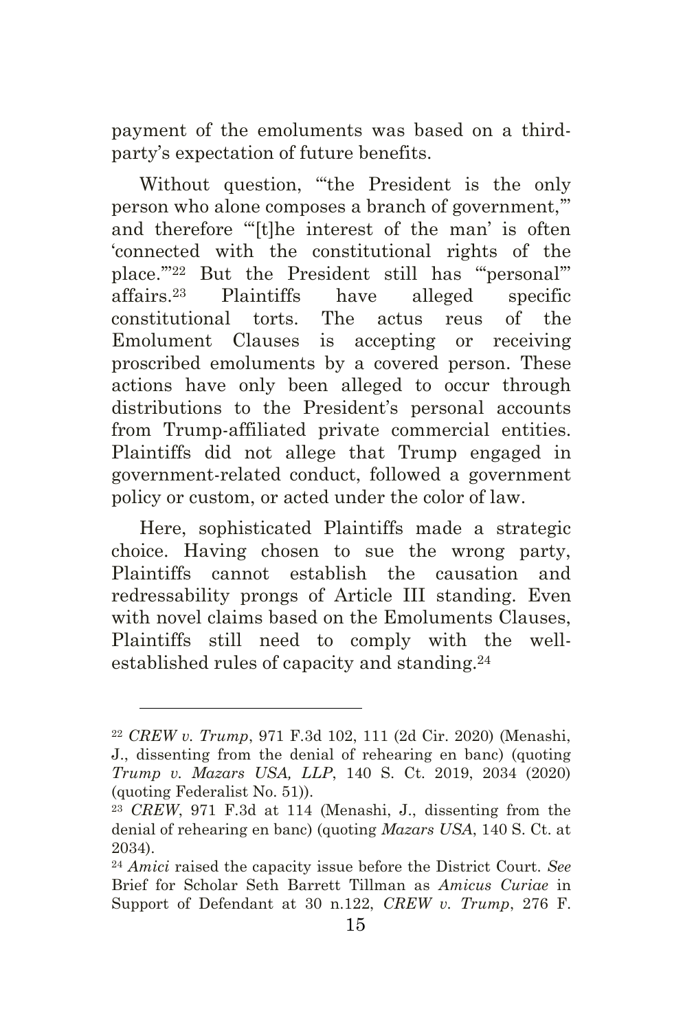payment of the emoluments was based on a third-party's expectation of future benefits.

Without question, "'the President is the only person who alone composes a branch of government,'" and therefore "'[t]he interest of the man' is often 'connected with the constitutional rights of the place.'"[22] But the President still has "'personal'" affairs.[23] Plaintiffs have alleged specific constitutional torts. The actus reus of the Emolument Clauses is accepting or receiving proscribed emoluments by a covered person. These actions have only been alleged to occur through distributions to the President's personal accounts from Trump-affiliated private commercial entities. Plaintiffs did not allege that Trump engaged in government-related conduct, followed a government policy or custom, or acted under the color of law.

Here, sophisticated Plaintiffs made a strategic choice. Having chosen to sue the wrong party, Plaintiffs cannot establish the causation and redressability prongs of Article III standing. Even with novel claims based on the Emoluments Clauses, Plaintiffs still need to comply with the well-established rules of capacity and standing.[24]

---

[22] *CREW v. Trump*, 971 F.3d 102, 111 (2d Cir. 2020) (Menashi, J., dissenting from the denial of rehearing en banc) (quoting *Trump v. Mazars USA, LLP*, 140 S. Ct. 2019, 2034 (2020) (quoting Federalist No. 51)).

[23] *CREW*, 971 F.3d at 114 (Menashi, J., dissenting from the denial of rehearing en banc) (quoting *Mazars USA*, 140 S. Ct. at 2034).

[24] *Amici* raised the capacity issue before the District Court. *See* Brief for Scholar Seth Barrett Tillman as *Amicus Curiae* in Support of Defendant at 30 n.122, *CREW v. Trump*, 276 F.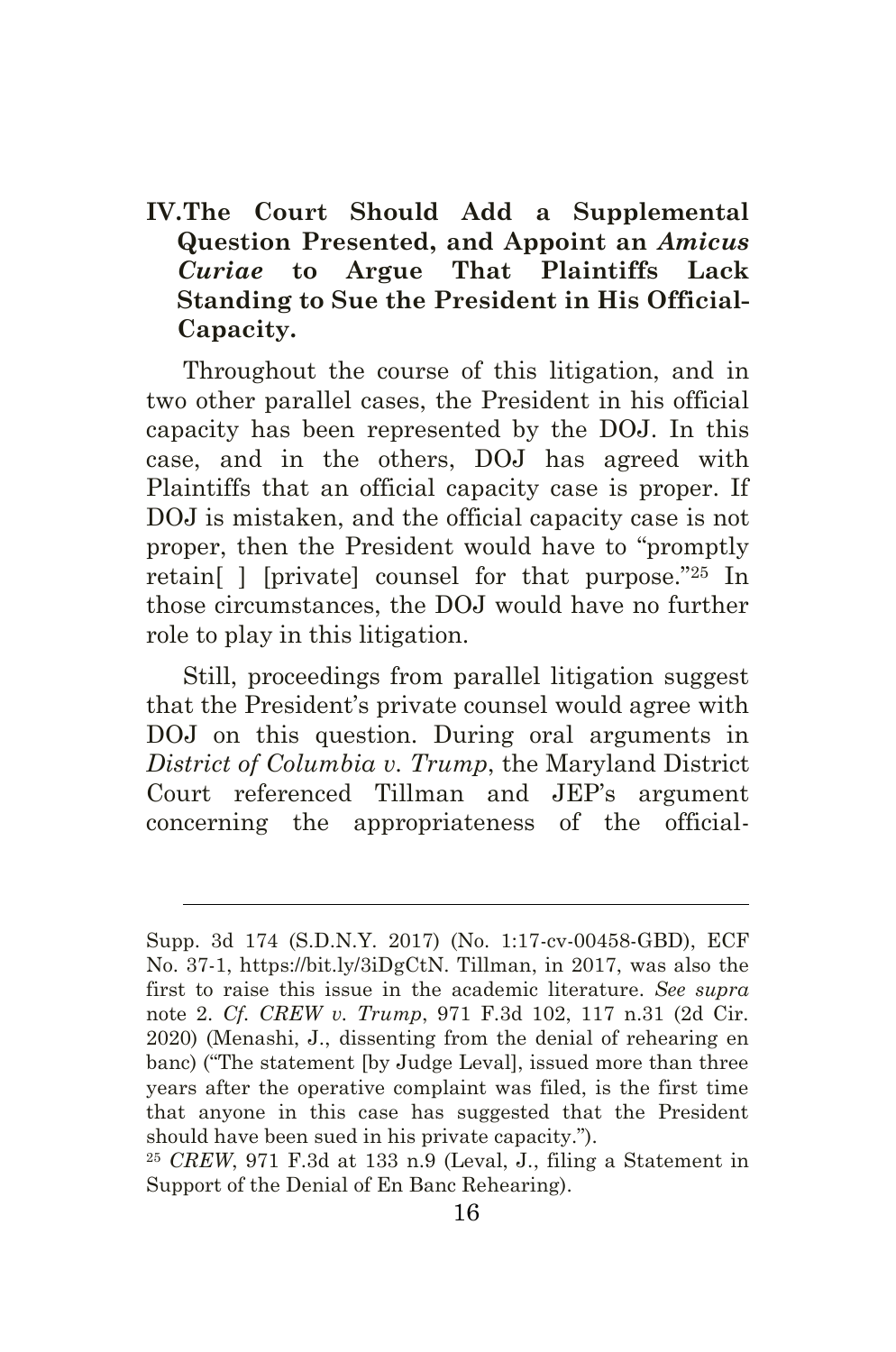## IV. The Court Should Add a Supplemental Question Presented, and Appoint an *Amicus Curiae* to Argue That Plaintiffs Lack Standing to Sue the President in His Official-Capacity.

Throughout the course of this litigation, and in two other parallel cases, the President in his official capacity has been represented by the DOJ. In this case, and in the others, DOJ has agreed with Plaintiffs that an official capacity case is proper. If DOJ is mistaken, and the official capacity case is not proper, then the President would have to "promptly retain[ ] [private] counsel for that purpose."[25] In those circumstances, the DOJ would have no further role to play in this litigation.

Still, proceedings from parallel litigation suggest that the President's private counsel would agree with DOJ on this question. During oral arguments in *District of Columbia v. Trump*, the Maryland District Court referenced Tillman and JEP's argument concerning the appropriateness of the official-

---

Supp. 3d 174 (S.D.N.Y. 2017) (No. 1:17-cv-00458-GBD), ECF No. 37-1, https://bit.ly/3iDgCtN. Tillman, in 2017, was also the first to raise this issue in the academic literature. *See supra* note 2. *Cf. CREW v. Trump*, 971 F.3d 102, 117 n.31 (2d Cir. 2020) (Menashi, J., dissenting from the denial of rehearing en banc) ("The statement [by Judge Leval], issued more than three years after the operative complaint was filed, is the first time that anyone in this case has suggested that the President should have been sued in his private capacity.").

[25] *CREW*, 971 F.3d at 133 n.9 (Leval, J., filing a Statement in Support of the Denial of En Banc Rehearing).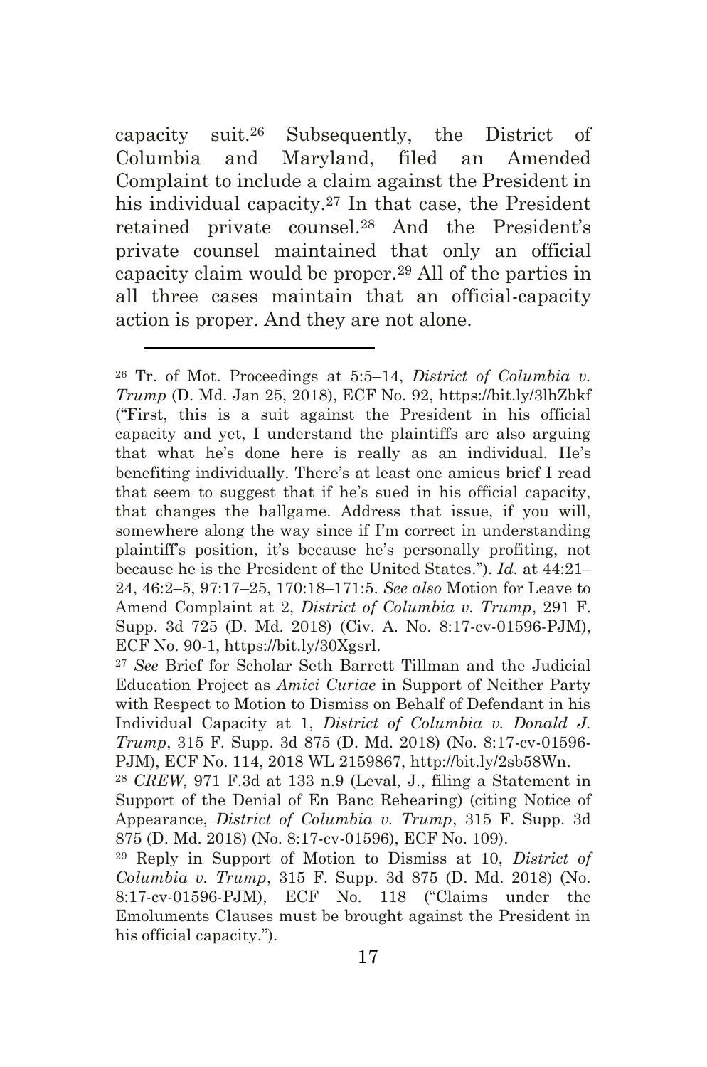capacity suit.[26] Subsequently, the District of Columbia and Maryland, filed an Amended Complaint to include a claim against the President in his individual capacity.[27] In that case, the President retained private counsel.[28] And the President's private counsel maintained that only an official capacity claim would be proper.[29] All of the parties in all three cases maintain that an official-capacity action is proper. And they are not alone.

---

[26] Tr. of Mot. Proceedings at 5:5–14, *District of Columbia v. Trump* (D. Md. Jan 25, 2018), ECF No. 92, https://bit.ly/3lhZbkf ("First, this is a suit against the President in his official capacity and yet, I understand the plaintiffs are also arguing that what he's done here is really as an individual. He's benefiting individually. There's at least one amicus brief I read that seem to suggest that if he's sued in his official capacity, that changes the ballgame. Address that issue, if you will, somewhere along the way since if I'm correct in understanding plaintiff's position, it's because he's personally profiting, not because he is the President of the United States."). *Id.* at 44:21–24, 46:2–5, 97:17–25, 170:18–171:5. *See also* Motion for Leave to Amend Complaint at 2, *District of Columbia v. Trump*, 291 F. Supp. 3d 725 (D. Md. 2018) (Civ. A. No. 8:17-cv-01596-PJM), ECF No. 90-1, https://bit.ly/30Xgsrl.

[27] *See* Brief for Scholar Seth Barrett Tillman and the Judicial Education Project as *Amici Curiae* in Support of Neither Party with Respect to Motion to Dismiss on Behalf of Defendant in his Individual Capacity at 1, *District of Columbia v. Donald J. Trump*, 315 F. Supp. 3d 875 (D. Md. 2018) (No. 8:17-cv-01596-PJM), ECF No. 114, 2018 WL 2159867, http://bit.ly/2sb58Wn.

[28] *CREW*, 971 F.3d at 133 n.9 (Leval, J., filing a Statement in Support of the Denial of En Banc Rehearing) (citing Notice of Appearance, *District of Columbia v. Trump*, 315 F. Supp. 3d 875 (D. Md. 2018) (No. 8:17-cv-01596), ECF No. 109).

[29] Reply in Support of Motion to Dismiss at 10, *District of Columbia v. Trump*, 315 F. Supp. 3d 875 (D. Md. 2018) (No. 8:17-cv-01596-PJM), ECF No. 118 ("Claims under the Emoluments Clauses must be brought against the President in his official capacity.").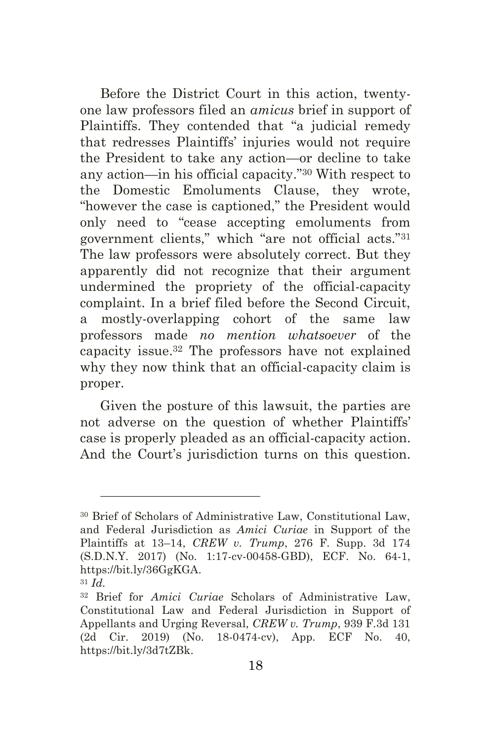Before the District Court in this action, twenty-one law professors filed an *amicus* brief in support of Plaintiffs. They contended that "a judicial remedy that redresses Plaintiffs' injuries would not require the President to take any action—or decline to take any action—in his official capacity."[30] With respect to the Domestic Emoluments Clause, they wrote, "however the case is captioned," the President would only need to "cease accepting emoluments from government clients," which "are not official acts."[31] The law professors were absolutely correct. But they apparently did not recognize that their argument undermined the propriety of the official-capacity complaint. In a brief filed before the Second Circuit, a mostly-overlapping cohort of the same law professors made *no mention whatsoever* of the capacity issue.[32] The professors have not explained why they now think that an official-capacity claim is proper.

Given the posture of this lawsuit, the parties are not adverse on the question of whether Plaintiffs' case is properly pleaded as an official-capacity action. And the Court's jurisdiction turns on this question.

---

[30] Brief of Scholars of Administrative Law, Constitutional Law, and Federal Jurisdiction as *Amici Curiae* in Support of the Plaintiffs at 13–14, *CREW v. Trump*, 276 F. Supp. 3d 174 (S.D.N.Y. 2017) (No. 1:17-cv-00458-GBD), ECF. No. 64-1, https://bit.ly/36GgKGA.

[31] *Id.*

[32] Brief for *Amici Curiae* Scholars of Administrative Law, Constitutional Law and Federal Jurisdiction in Support of Appellants and Urging Reversal, *CREW v. Trump*, 939 F.3d 131 (2d Cir. 2019) (No. 18-0474-cv), App. ECF No. 40, https://bit.ly/3d7tZBk.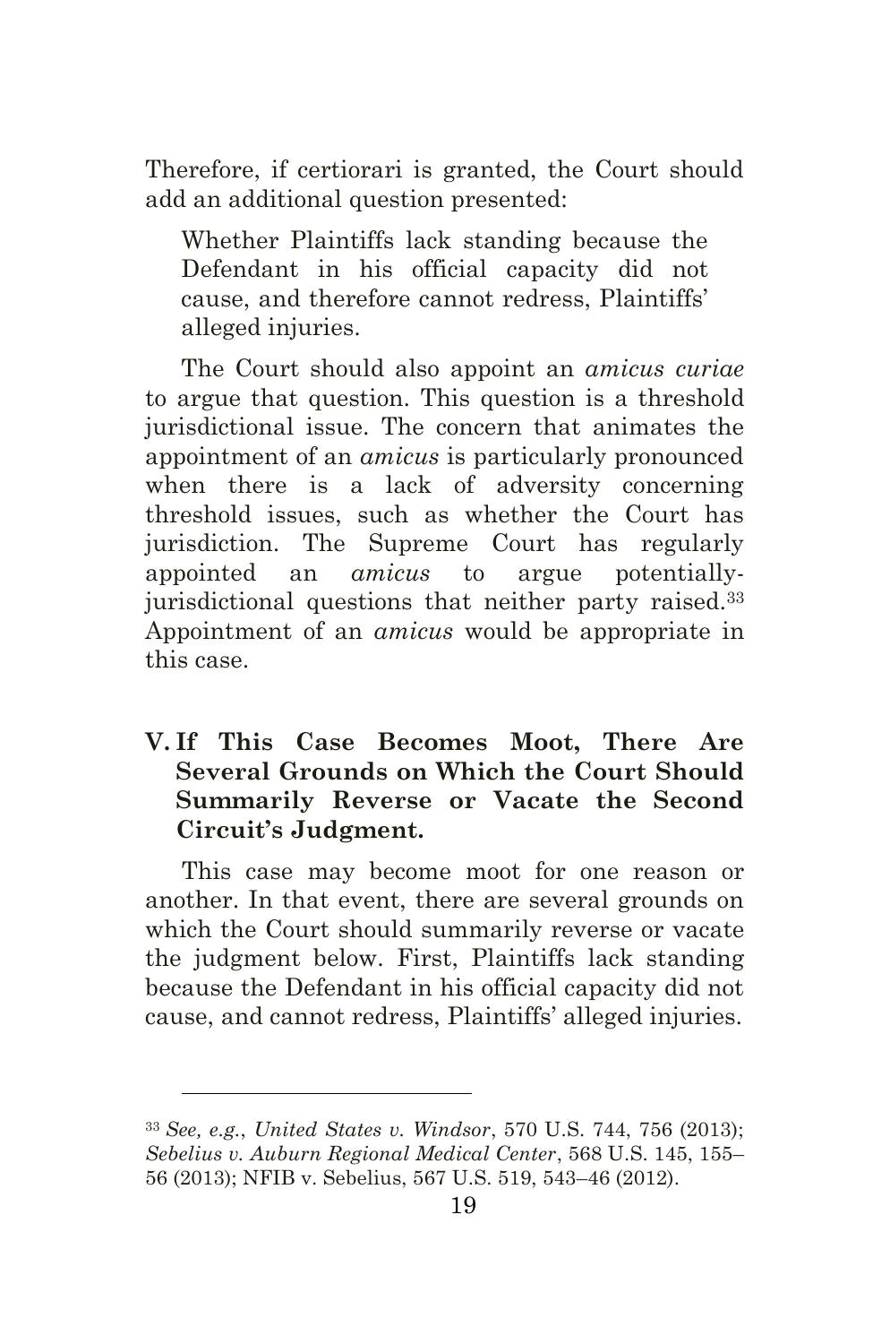Therefore, if certiorari is granted, the Court should add an additional question presented:

> Whether Plaintiffs lack standing because the Defendant in his official capacity did not cause, and therefore cannot redress, Plaintiffs' alleged injuries.

The Court should also appoint an *amicus curiae* to argue that question. This question is a threshold jurisdictional issue. The concern that animates the appointment of an *amicus* is particularly pronounced when there is a lack of adversity concerning threshold issues, such as whether the Court has jurisdiction. The Supreme Court has regularly appointed an *amicus* to argue potentially-jurisdictional questions that neither party raised.[33] Appointment of an *amicus* would be appropriate in this case.

## V. If This Case Becomes Moot, There Are Several Grounds on Which the Court Should Summarily Reverse or Vacate the Second Circuit's Judgment.

This case may become moot for one reason or another. In that event, there are several grounds on which the Court should summarily reverse or vacate the judgment below. First, Plaintiffs lack standing because the Defendant in his official capacity did not cause, and cannot redress, Plaintiffs' alleged injuries.

---

[33] *See, e.g.*, *United States v. Windsor*, 570 U.S. 744, 756 (2013); *Sebelius v. Auburn Regional Medical Center*, 568 U.S. 145, 155–56 (2013); NFIB v. Sebelius, 567 U.S. 519, 543–46 (2012).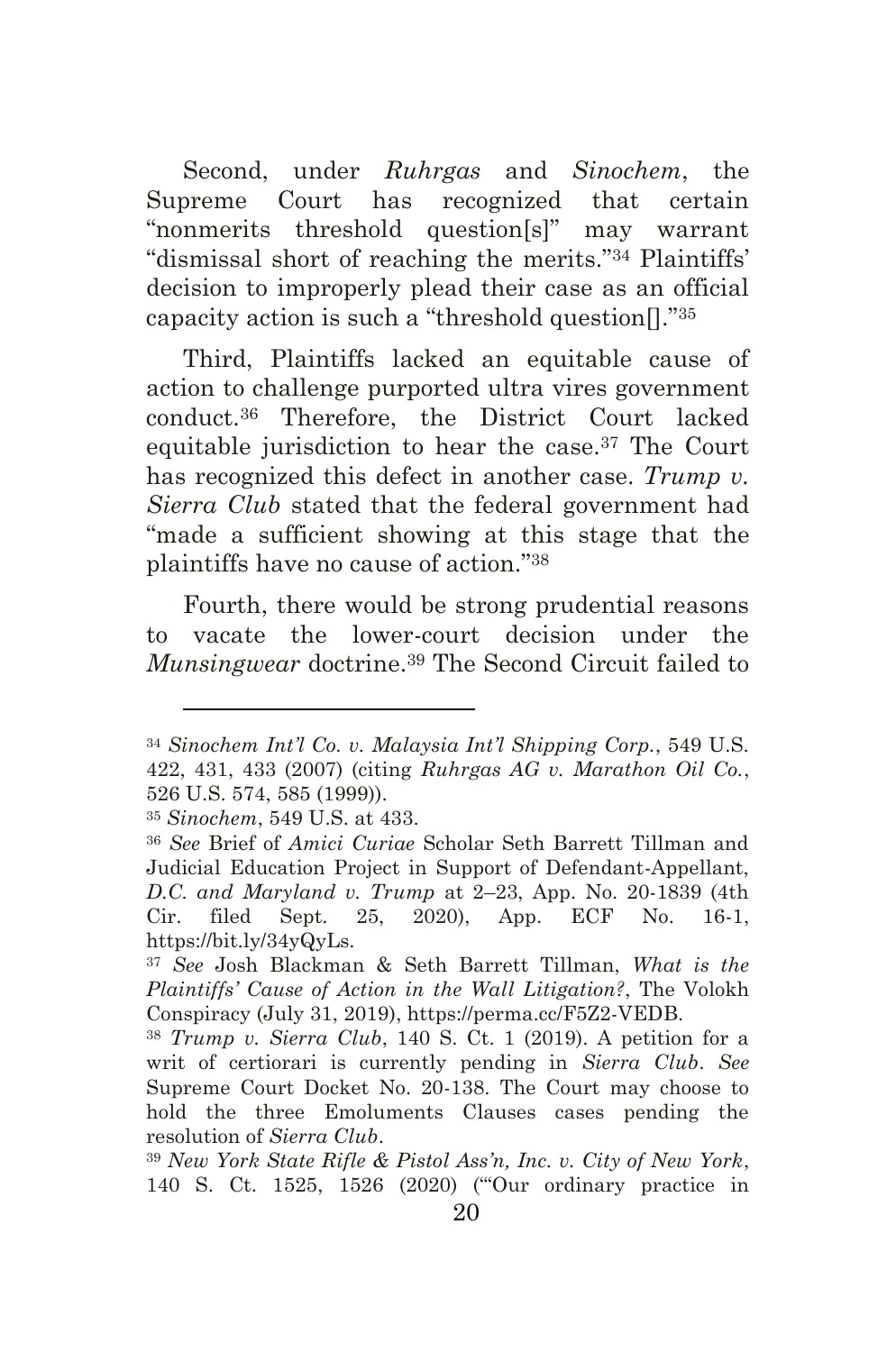Second, under *Ruhrgas* and *Sinochem*, the Supreme Court has recognized that certain "nonmerits threshold question[s]" may warrant "dismissal short of reaching the merits."[34] Plaintiffs' decision to improperly plead their case as an official capacity action is such a "threshold question[]."[35]

Third, Plaintiffs lacked an equitable cause of action to challenge purported ultra vires government conduct.[36] Therefore, the District Court lacked equitable jurisdiction to hear the case.[37] The Court has recognized this defect in another case. *Trump v. Sierra Club* stated that the federal government had "made a sufficient showing at this stage that the plaintiffs have no cause of action."[38]

Fourth, there would be strong prudential reasons to vacate the lower-court decision under the *Munsingwear* doctrine.[39] The Second Circuit failed to

---

[34] *Sinochem Int'l Co. v. Malaysia Int'l Shipping Corp.*, 549 U.S. 422, 431, 433 (2007) (citing *Ruhrgas AG v. Marathon Oil Co.*, 526 U.S. 574, 585 (1999)).

[35] *Sinochem*, 549 U.S. at 433.

[36] *See* Brief of *Amici Curiae* Scholar Seth Barrett Tillman and Judicial Education Project in Support of Defendant-Appellant, *D.C. and Maryland v. Trump* at 2–23, App. No. 20-1839 (4th Cir. filed Sept. 25, 2020), App. ECF No. 16-1, https://bit.ly/34yQyLs.

[37] *See* Josh Blackman & Seth Barrett Tillman, *What is the Plaintiffs' Cause of Action in the Wall Litigation?*, The Volokh Conspiracy (July 31, 2019), https://perma.cc/F5Z2-VEDB.

[38] *Trump v. Sierra Club*, 140 S. Ct. 1 (2019). A petition for a writ of certiorari is currently pending in *Sierra Club*. *See* Supreme Court Docket No. 20-138. The Court may choose to hold the three Emoluments Clauses cases pending the resolution of *Sierra Club*.

[39] *New York State Rifle & Pistol Ass'n, Inc. v. City of New York*, 140 S. Ct. 1525, 1526 (2020) ("'Our ordinary practice in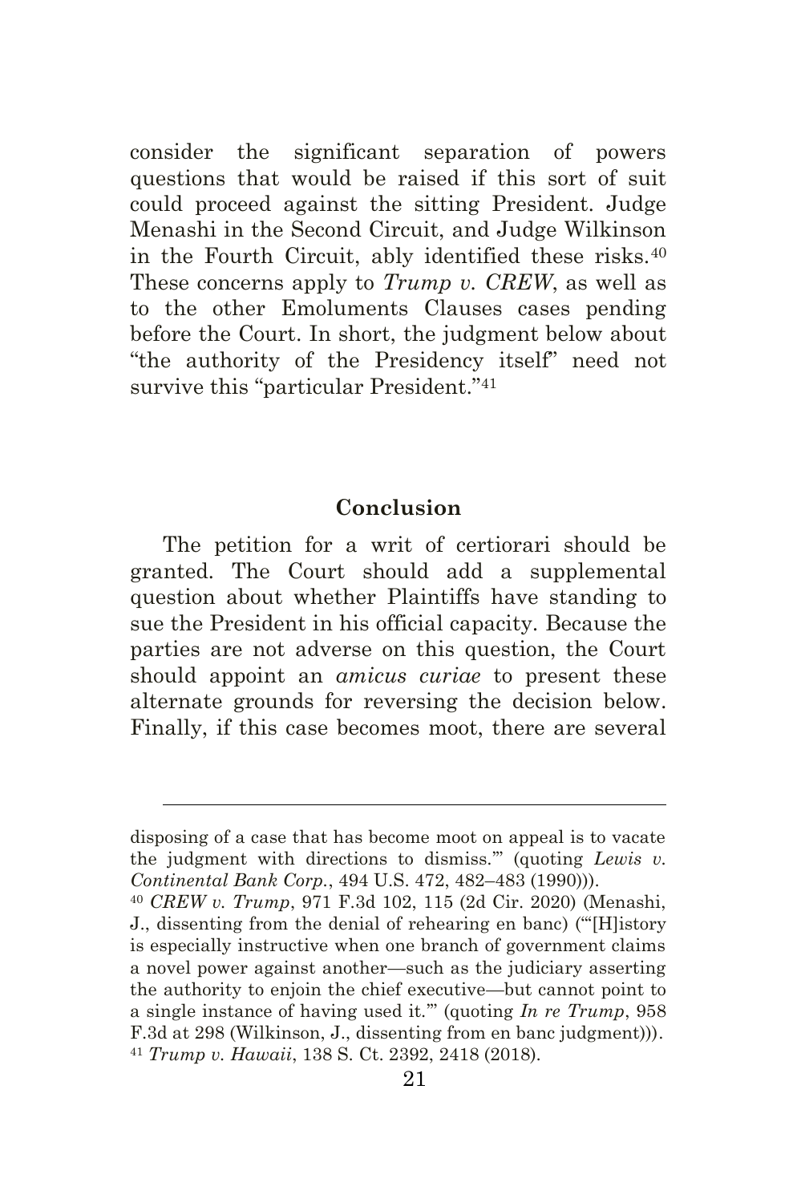consider the significant separation of powers questions that would be raised if this sort of suit could proceed against the sitting President. Judge Menashi in the Second Circuit, and Judge Wilkinson in the Fourth Circuit, ably identified these risks.[40] These concerns apply to *Trump v. CREW*, as well as to the other Emoluments Clauses cases pending before the Court. In short, the judgment below about "the authority of the Presidency itself" need not survive this "particular President."[41]

## Conclusion

The petition for a writ of certiorari should be granted. The Court should add a supplemental question about whether Plaintiffs have standing to sue the President in his official capacity. Because the parties are not adverse on this question, the Court should appoint an *amicus curiae* to present these alternate grounds for reversing the decision below. Finally, if this case becomes moot, there are several

---

disposing of a case that has become moot on appeal is to vacate the judgment with directions to dismiss.'" (quoting *Lewis v. Continental Bank Corp.*, 494 U.S. 472, 482–483 (1990))).

[40] *CREW v. Trump*, 971 F.3d 102, 115 (2d Cir. 2020) (Menashi, J., dissenting from the denial of rehearing en banc) ("'[H]istory is especially instructive when one branch of government claims a novel power against another—such as the judiciary asserting the authority to enjoin the chief executive—but cannot point to a single instance of having used it.'" (quoting *In re Trump*, 958 F.3d at 298 (Wilkinson, J., dissenting from en banc judgment))).

[41] *Trump v. Hawaii*, 138 S. Ct. 2392, 2418 (2018).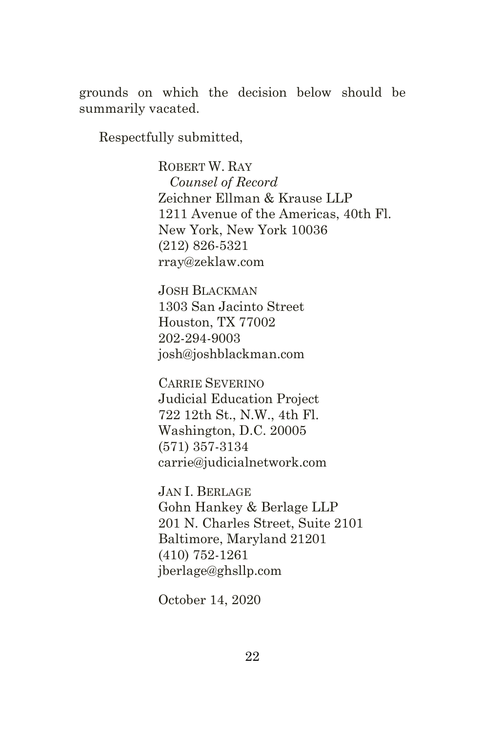grounds on which the decision below should be summarily vacated.

Respectfully submitted,

ROBERT W. RAY
*Counsel of Record*
Zeichner Ellman & Krause LLP
1211 Avenue of the Americas, 40th Fl.
New York, New York 10036
(212) 826-5321
rray@zeklaw.com

JOSH BLACKMAN
1303 San Jacinto Street
Houston, TX 77002
202-294-9003
josh@joshblackman.com

CARRIE SEVERINO
Judicial Education Project
722 12th St., N.W., 4th Fl.
Washington, D.C. 20005
(571) 357-3134
carrie@judicialnetwork.com

JAN I. BERLAGE
Gohn Hankey & Berlage LLP
201 N. Charles Street, Suite 2101
Baltimore, Maryland 21201
(410) 752-1261
jberlage@ghsllp.com

October 14, 2020